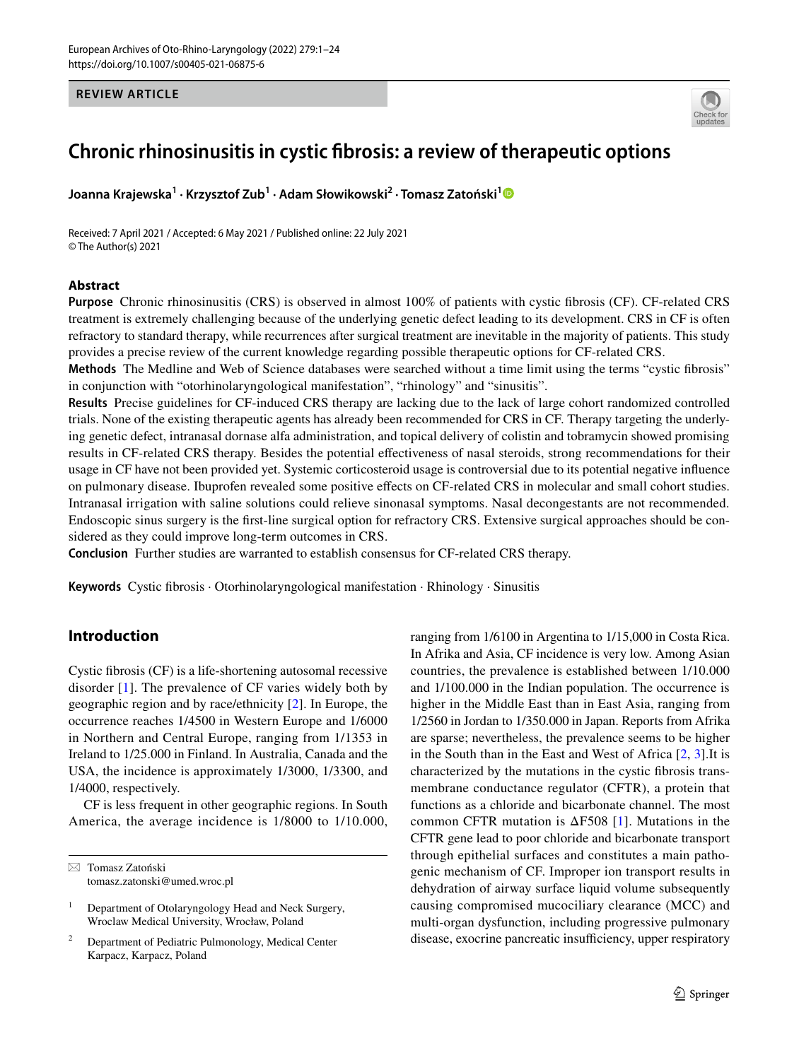REVIEW ARTICLE

# Chronic rhinosinusitis in cystic fibrosis: a review of therapeutic options

**Joanna Krajewska[1] · Krzysztof Zub[1] · Adam Słowikowski[2] · Tomasz Zatoński[1]**

Received: 7 April 2021 / Accepted: 6 May 2021 / Published online: 22 July 2021
© The Author(s) 2021

## Abstract

**Purpose** Chronic rhinosinusitis (CRS) is observed in almost 100% of patients with cystic fibrosis (CF). CF-related CRS treatment is extremely challenging because of the underlying genetic defect leading to its development. CRS in CF is often refractory to standard therapy, while recurrences after surgical treatment are inevitable in the majority of patients. This study provides a precise review of the current knowledge regarding possible therapeutic options for CF-related CRS.

**Methods** The Medline and Web of Science databases were searched without a time limit using the terms "cystic fibrosis" in conjunction with "otorhinolaryngological manifestation", "rhinology" and "sinusitis".

**Results** Precise guidelines for CF-induced CRS therapy are lacking due to the lack of large cohort randomized controlled trials. None of the existing therapeutic agents has already been recommended for CRS in CF. Therapy targeting the underlying genetic defect, intranasal dornase alfa administration, and topical delivery of colistin and tobramycin showed promising results in CF-related CRS therapy. Besides the potential effectiveness of nasal steroids, strong recommendations for their usage in CF have not been provided yet. Systemic corticosteroid usage is controversial due to its potential negative influence on pulmonary disease. Ibuprofen revealed some positive effects on CF-related CRS in molecular and small cohort studies. Intranasal irrigation with saline solutions could relieve sinonasal symptoms. Nasal decongestants are not recommended. Endoscopic sinus surgery is the first-line surgical option for refractory CRS. Extensive surgical approaches should be considered as they could improve long-term outcomes in CRS.

**Conclusion** Further studies are warranted to establish consensus for CF-related CRS therapy.

**Keywords** Cystic fibrosis · Otorhinolaryngological manifestation · Rhinology · Sinusitis

## Introduction

Cystic fibrosis (CF) is a life-shortening autosomal recessive disorder [1]. The prevalence of CF varies widely both by geographic region and by race/ethnicity [2]. In Europe, the occurrence reaches 1/4500 in Western Europe and 1/6000 in Northern and Central Europe, ranging from 1/1353 in Ireland to 1/25.000 in Finland. In Australia, Canada and the USA, the incidence is approximately 1/3000, 1/3300, and 1/4000, respectively.

CF is less frequent in other geographic regions. In South America, the average incidence is 1/8000 to 1/10.000, ranging from 1/6100 in Argentina to 1/15,000 in Costa Rica. In Afrika and Asia, CF incidence is very low. Among Asian countries, the prevalence is established between 1/10.000 and 1/100.000 in the Indian population. The occurrence is higher in the Middle East than in East Asia, ranging from 1/2560 in Jordan to 1/350.000 in Japan. Reports from Afrika are sparse; nevertheless, the prevalence seems to be higher in the South than in the East and West of Africa [2, 3].It is characterized by the mutations in the cystic fibrosis transmembrane conductance regulator (CFTR), a protein that functions as a chloride and bicarbonate channel. The most common CFTR mutation is ΔF508 [1]. Mutations in the CFTR gene lead to poor chloride and bicarbonate transport through epithelial surfaces and constitutes a main pathogenic mechanism of CF. Improper ion transport results in dehydration of airway surface liquid volume subsequently causing compromised mucociliary clearance (MCC) and multi-organ dysfunction, including progressive pulmonary disease, exocrine pancreatic insufficiency, upper respiratory

✉ Tomasz Zatoński
tomasz.zatonski@umed.wroc.pl

[1] Department of Otolaryngology Head and Neck Surgery, Wroclaw Medical University, Wrocław, Poland

[2] Department of Pediatric Pulmonology, Medical Center Karpacz, Karpacz, Poland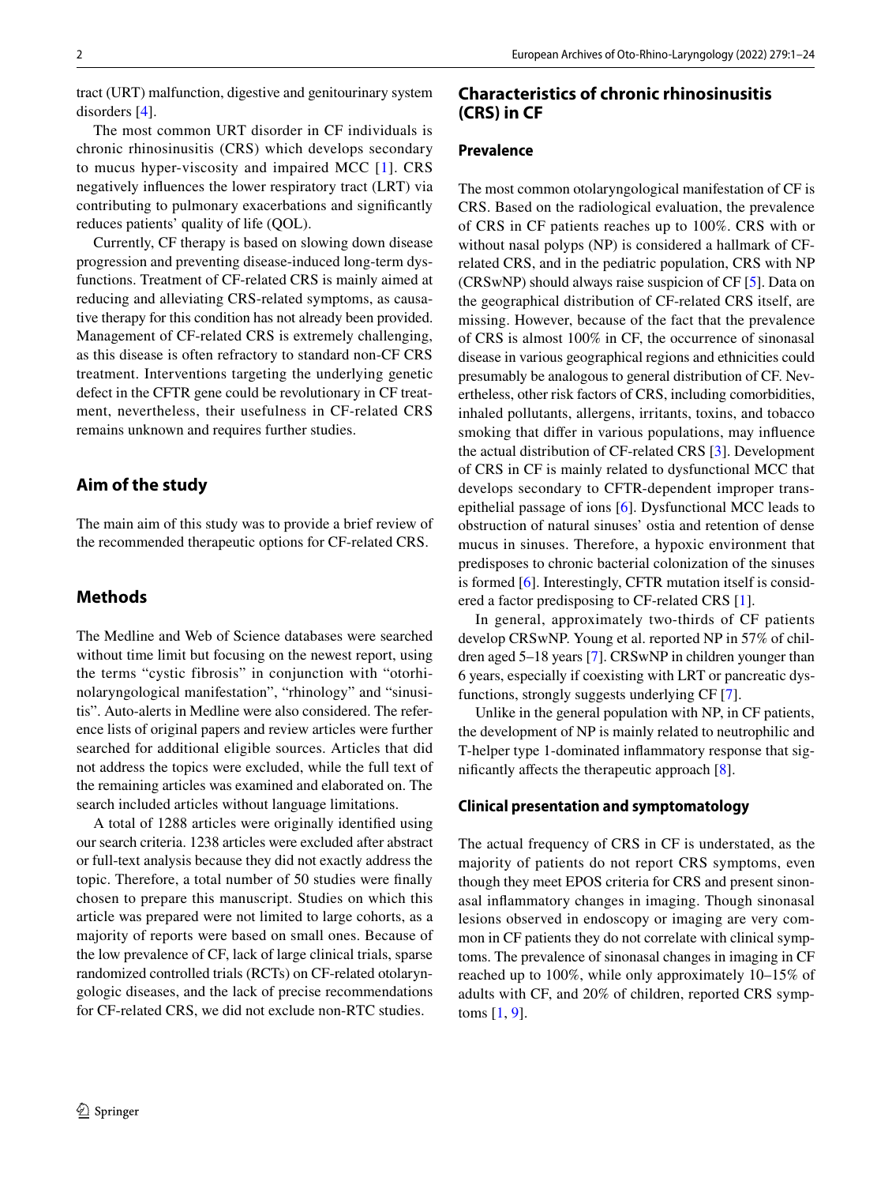tract (URT) malfunction, digestive and genitourinary system disorders [4].

The most common URT disorder in CF individuals is chronic rhinosinusitis (CRS) which develops secondary to mucus hyper-viscosity and impaired MCC [1]. CRS negatively influences the lower respiratory tract (LRT) via contributing to pulmonary exacerbations and significantly reduces patients' quality of life (QOL).

Currently, CF therapy is based on slowing down disease progression and preventing disease-induced long-term dysfunctions. Treatment of CF-related CRS is mainly aimed at reducing and alleviating CRS-related symptoms, as causative therapy for this condition has not already been provided. Management of CF-related CRS is extremely challenging, as this disease is often refractory to standard non-CF CRS treatment. Interventions targeting the underlying genetic defect in the CFTR gene could be revolutionary in CF treatment, nevertheless, their usefulness in CF-related CRS remains unknown and requires further studies.

## Aim of the study

The main aim of this study was to provide a brief review of the recommended therapeutic options for CF-related CRS.

## Methods

The Medline and Web of Science databases were searched without time limit but focusing on the newest report, using the terms "cystic fibrosis" in conjunction with "otorhinolaryngological manifestation", "rhinology" and "sinusitis". Auto-alerts in Medline were also considered. The reference lists of original papers and review articles were further searched for additional eligible sources. Articles that did not address the topics were excluded, while the full text of the remaining articles was examined and elaborated on. The search included articles without language limitations.

A total of 1288 articles were originally identified using our search criteria. 1238 articles were excluded after abstract or full-text analysis because they did not exactly address the topic. Therefore, a total number of 50 studies were finally chosen to prepare this manuscript. Studies on which this article was prepared were not limited to large cohorts, as a majority of reports were based on small ones. Because of the low prevalence of CF, lack of large clinical trials, sparse randomized controlled trials (RCTs) on CF-related otolaryngologic diseases, and the lack of precise recommendations for CF-related CRS, we did not exclude non-RTC studies.

## Characteristics of chronic rhinosinusitis (CRS) in CF

### Prevalence

The most common otolaryngological manifestation of CF is CRS. Based on the radiological evaluation, the prevalence of CRS in CF patients reaches up to 100%. CRS with or without nasal polyps (NP) is considered a hallmark of CF-related CRS, and in the pediatric population, CRS with NP (CRSwNP) should always raise suspicion of CF [5]. Data on the geographical distribution of CF-related CRS itself, are missing. However, because of the fact that the prevalence of CRS is almost 100% in CF, the occurrence of sinonasal disease in various geographical regions and ethnicities could presumably be analogous to general distribution of CF. Nevertheless, other risk factors of CRS, including comorbidities, inhaled pollutants, allergens, irritants, toxins, and tobacco smoking that differ in various populations, may influence the actual distribution of CF-related CRS [3]. Development of CRS in CF is mainly related to dysfunctional MCC that develops secondary to CFTR-dependent improper transepithelial passage of ions [6]. Dysfunctional MCC leads to obstruction of natural sinuses' ostia and retention of dense mucus in sinuses. Therefore, a hypoxic environment that predisposes to chronic bacterial colonization of the sinuses is formed [6]. Interestingly, CFTR mutation itself is considered a factor predisposing to CF-related CRS [1].

In general, approximately two-thirds of CF patients develop CRSwNP. Young et al. reported NP in 57% of children aged 5–18 years [7]. CRSwNP in children younger than 6 years, especially if coexisting with LRT or pancreatic dysfunctions, strongly suggests underlying CF [7].

Unlike in the general population with NP, in CF patients, the development of NP is mainly related to neutrophilic and T-helper type 1-dominated inflammatory response that significantly affects the therapeutic approach [8].

### Clinical presentation and symptomatology

The actual frequency of CRS in CF is understated, as the majority of patients do not report CRS symptoms, even though they meet EPOS criteria for CRS and present sinonasal inflammatory changes in imaging. Though sinonasal lesions observed in endoscopy or imaging are very common in CF patients they do not correlate with clinical symptoms. The prevalence of sinonasal changes in imaging in CF reached up to 100%, while only approximately 10–15% of adults with CF, and 20% of children, reported CRS symptoms [1, 9].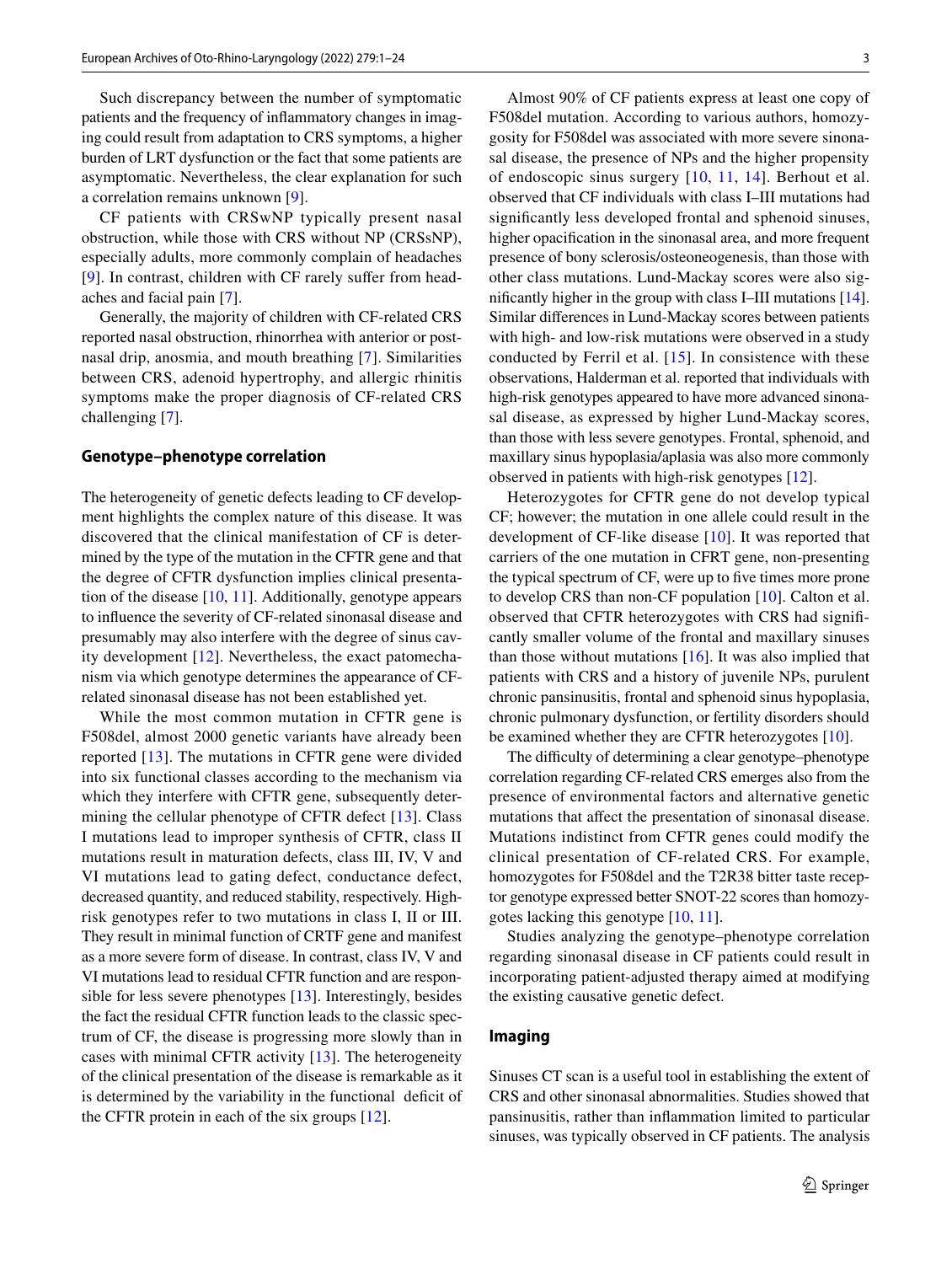Such discrepancy between the number of symptomatic patients and the frequency of inflammatory changes in imaging could result from adaptation to CRS symptoms, a higher burden of LRT dysfunction or the fact that some patients are asymptomatic. Nevertheless, the clear explanation for such a correlation remains unknown [9].

CF patients with CRSwNP typically present nasal obstruction, while those with CRS without NP (CRSsNP), especially adults, more commonly complain of headaches [9]. In contrast, children with CF rarely suffer from headaches and facial pain [7].

Generally, the majority of children with CF-related CRS reported nasal obstruction, rhinorrhea with anterior or postnasal drip, anosmia, and mouth breathing [7]. Similarities between CRS, adenoid hypertrophy, and allergic rhinitis symptoms make the proper diagnosis of CF-related CRS challenging [7].

### Genotype–phenotype correlation

The heterogeneity of genetic defects leading to CF development highlights the complex nature of this disease. It was discovered that the clinical manifestation of CF is determined by the type of the mutation in the CFTR gene and that the degree of CFTR dysfunction implies clinical presentation of the disease [10, 11]. Additionally, genotype appears to influence the severity of CF-related sinonasal disease and presumably may also interfere with the degree of sinus cavity development [12]. Nevertheless, the exact patomechanism via which genotype determines the appearance of CF-related sinonasal disease has not been established yet.

While the most common mutation in CFTR gene is F508del, almost 2000 genetic variants have already been reported [13]. The mutations in CFTR gene were divided into six functional classes according to the mechanism via which they interfere with CFTR gene, subsequently determining the cellular phenotype of CFTR defect [13]. Class I mutations lead to improper synthesis of CFTR, class II mutations result in maturation defects, class III, IV, V and VI mutations lead to gating defect, conductance defect, decreased quantity, and reduced stability, respectively. High-risk genotypes refer to two mutations in class I, II or III. They result in minimal function of CRTF gene and manifest as a more severe form of disease. In contrast, class IV, V and VI mutations lead to residual CFTR function and are responsible for less severe phenotypes [13]. Interestingly, besides the fact the residual CFTR function leads to the classic spectrum of CF, the disease is progressing more slowly than in cases with minimal CFTR activity [13]. The heterogeneity of the clinical presentation of the disease is remarkable as it is determined by the variability in the functional deficit of the CFTR protein in each of the six groups [12].

Almost 90% of CF patients express at least one copy of F508del mutation. According to various authors, homozygosity for F508del was associated with more severe sinonasal disease, the presence of NPs and the higher propensity of endoscopic sinus surgery [10, 11, 14]. Berhout et al. observed that CF individuals with class I–III mutations had significantly less developed frontal and sphenoid sinuses, higher opacification in the sinonasal area, and more frequent presence of bony sclerosis/osteoneogenesis, than those with other class mutations. Lund-Mackay scores were also significantly higher in the group with class I–III mutations [14]. Similar differences in Lund-Mackay scores between patients with high- and low-risk mutations were observed in a study conducted by Ferril et al. [15]. In consistence with these observations, Halderman et al. reported that individuals with high-risk genotypes appeared to have more advanced sinonasal disease, as expressed by higher Lund-Mackay scores, than those with less severe genotypes. Frontal, sphenoid, and maxillary sinus hypoplasia/aplasia was also more commonly observed in patients with high-risk genotypes [12].

Heterozygotes for CFTR gene do not develop typical CF; however; the mutation in one allele could result in the development of CF-like disease [10]. It was reported that carriers of the one mutation in CFRT gene, non-presenting the typical spectrum of CF, were up to five times more prone to develop CRS than non-CF population [10]. Calton et al. observed that CFTR heterozygotes with CRS had significantly smaller volume of the frontal and maxillary sinuses than those without mutations [16]. It was also implied that patients with CRS and a history of juvenile NPs, purulent chronic pansinusitis, frontal and sphenoid sinus hypoplasia, chronic pulmonary dysfunction, or fertility disorders should be examined whether they are CFTR heterozygotes [10].

The difficulty of determining a clear genotype–phenotype correlation regarding CF-related CRS emerges also from the presence of environmental factors and alternative genetic mutations that affect the presentation of sinonasal disease. Mutations indistinct from CFTR genes could modify the clinical presentation of CF-related CRS. For example, homozygotes for F508del and the T2R38 bitter taste receptor genotype expressed better SNOT-22 scores than homozygotes lacking this genotype [10, 11].

Studies analyzing the genotype–phenotype correlation regarding sinonasal disease in CF patients could result in incorporating patient-adjusted therapy aimed at modifying the existing causative genetic defect.

### Imaging

Sinuses CT scan is a useful tool in establishing the extent of CRS and other sinonasal abnormalities. Studies showed that pansinusitis, rather than inflammation limited to particular sinuses, was typically observed in CF patients. The analysis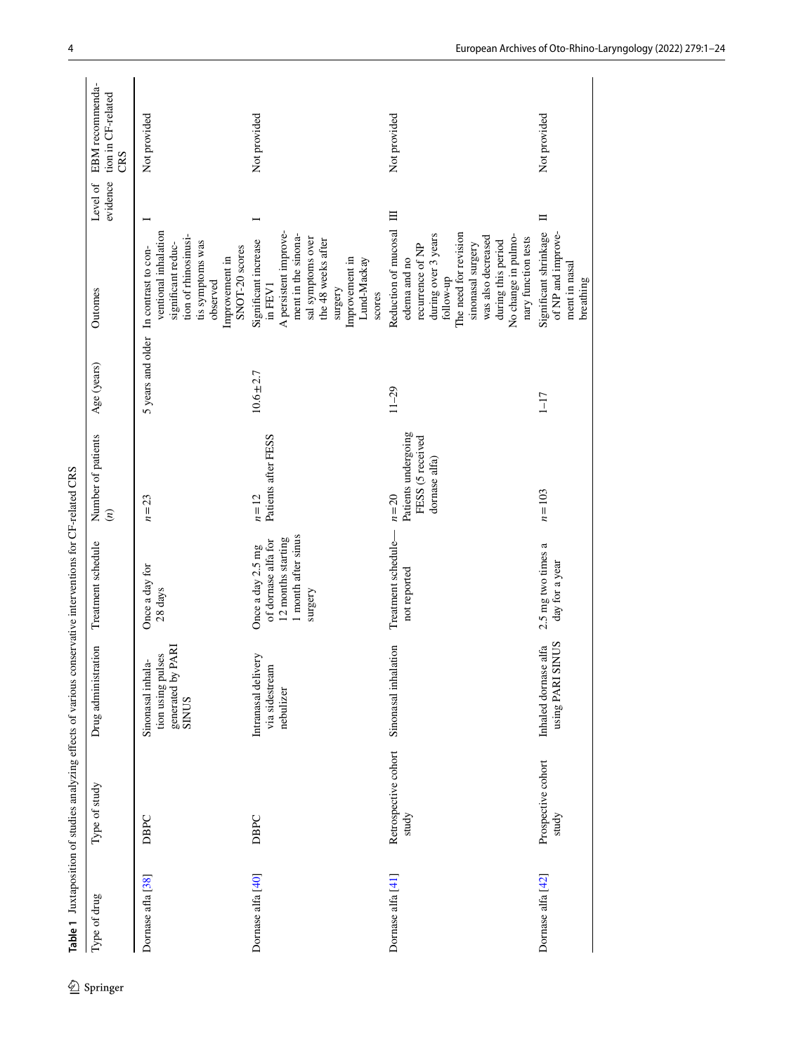**Table 1** Juxtaposition of studies analyzing effects of various conservative interventions for CF-related CRS

| Type of drug | Type of study | Drug administration | Treatment schedule | Number of patients (*n*) | Age (years) | Outomes | Level of evidence | EBM recommendation in CF-related CRS |
|---|---|---|---|---|---|---|---|---|
| Dornase afla [38] | DBPC | Sinonasal inhalation using pulses generated by PARI SINUS | Once a day for 28 days | *n* = 23 | 5 years and older | In contrast to conventional inhalation significant reduction of rhinosinusitis symptoms was observed<br>Improvement in SNOT-20 scores | I | Not provided |
| Dornase alfa [40] | DBPC | Intranasal delivery via sidestream nebulizer | Once a day 2.5 mg of dornase alfa for 12 months starting 1 month after sinus surgery | *n* = 12<br>Patients after FESS | 10.6 ± 2.7 | Significant increase in FEV1<br>A persistent improvement in the sinonasal symptoms over the 48 weeks after surgery<br>Improvement in Lund-Mackay scores | I | Not provided |
| Dornase alfa [41] | Retrospective cohort study | Sinonasal inhalation | Treatment schedule—not reported | *n* = 20<br>Patients undergoing FESS (5 received dornase alfa) | 11–29 | Reduction of mucosal edema and no recurrence of NP during over 3 years follow-up<br>The need for revision sinonasal surgery was also decreased during this period<br>No change in pulmonary function tests | III | Not provided |
| Dornase alfa [42] | Prospective cohort study | Inhaled dornase alfa using PARI SINUS | 2.5 mg two times a day for a year | *n* = 103 | 1–17 | Significant shrinkage of NP and improvement in nasal breathing | II | Not provided |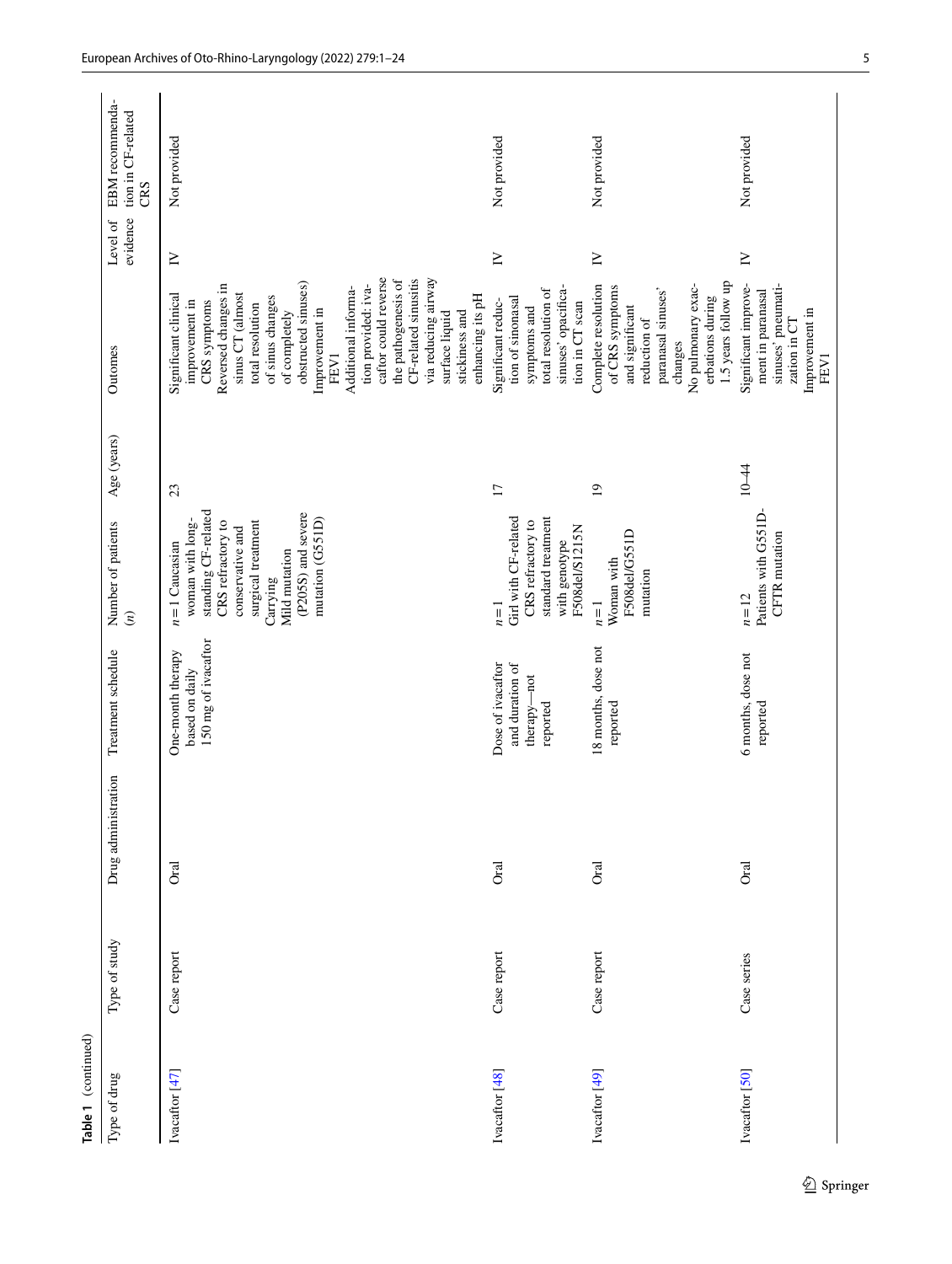**Table 1** (continued)

| Type of drug | Type of study | Drug administration | Treatment schedule | Number of patients (*n*) | Age (years) | Outomes | Level of evidence | EBM recommendation in CF-related CRS |
|---|---|---|---|---|---|---|---|---|
| Ivacaftor [47] | Case report | Oral | One-month therapy based on daily 150 mg of ivacaftor | *n* = 1 Caucasian woman with long-standing CF-related CRS refractory to conservative and surgical treatment<br>Carrying<br>Mild mutation (P205S) and severe mutation (G551D) | 23 | Significant clinical improvement in CRS symptoms<br>Reversed changes in sinus CT (almost total resolution of sinus changes of completely obstructed sinuses)<br>Improvement in FEV1<br>Additional information provided: ivacaftor could reverse the pathogenesis of CF-related sinusitis via reducing airway surface liquid stickiness and enhancing its pH | IV | Not provided |
| Ivacaftor [48] | Case report | Oral | Dose of ivacaftor and duration of therapy—not reported | *n* = 1<br>Girl with CF-related CRS refractory to standard treatment with genotype F508del/S1215N | 17 | Significant reduction of sinonasal symptoms and total resolution of sinuses' opacification in CT scan | IV | Not provided |
| Ivacaftor [49] | Case report | Oral | 18 months, dose not reported | *n* = 1<br>Woman with F508del/G551D mutation | 19 | Complete resolution of CRS symptoms and significant reduction of paranasal sinuses' changes<br>No pulmonary exacerbations during 1.5 years follow up | IV | Not provided |
| Ivacaftor [50] | Case series | Oral | 6 months, dose not reported | *n* = 12<br>Patients with G551D-CFTR mutation | 10–44 | Significant improvement in paranasal sinuses' pneumatization in CT<br>Improvement in FEV1 | IV | Not provided |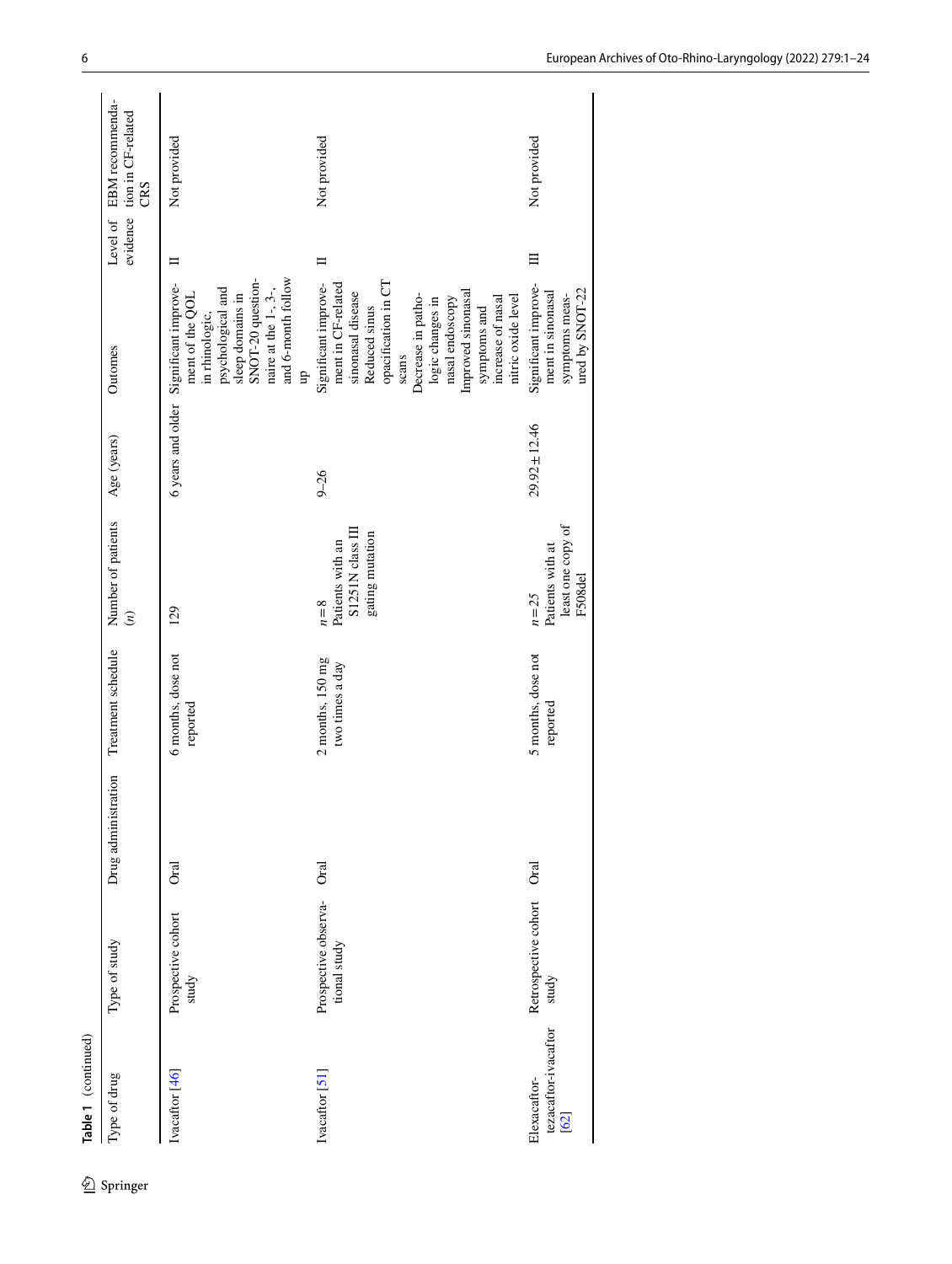**Table 1** (continued)

| Type of drug | Type of study | Drug administration | Treatment schedule | Number of patients (*n*) | Age (years) | Outomes | Level of evidence | EBM recommendation in CF-related CRS |
|---|---|---|---|---|---|---|---|---|
| Ivacaftor [46] | Prospective cohort study | Oral | 6 months, dose not reported | 129 | 6 years and older | Significant improvement of the QOL in rhinologic, psychological and sleep domains in SNOT-20 questionnaire at the 1-, 3-, and 6-month follow up | II | Not provided |
| Ivacaftor [51] | Prospective observational study | Oral | 2 months, 150 mg two times a day | $n=8$<br>Patients with an S1251N class III gating mutation | 9–26 | Significant improvement in CF-related sinonasal disease<br>Reduced sinus opacification in CT scans<br>Decrease in pathologic changes in nasal endoscopy<br>Improved sinonasal symptoms and increase of nasal nitric oxide level | II | Not provided |
| Elexacaftor-tezacaftor-ivacaftor [62] | Retrospective cohort study | Oral | 5 months, dose not reported | $n=25$<br>Patients with at least one copy of F508del | 29.92 ± 12.46 | Significant improvement in sinonasal symptoms measured by SNOT-22 | III | Not provided |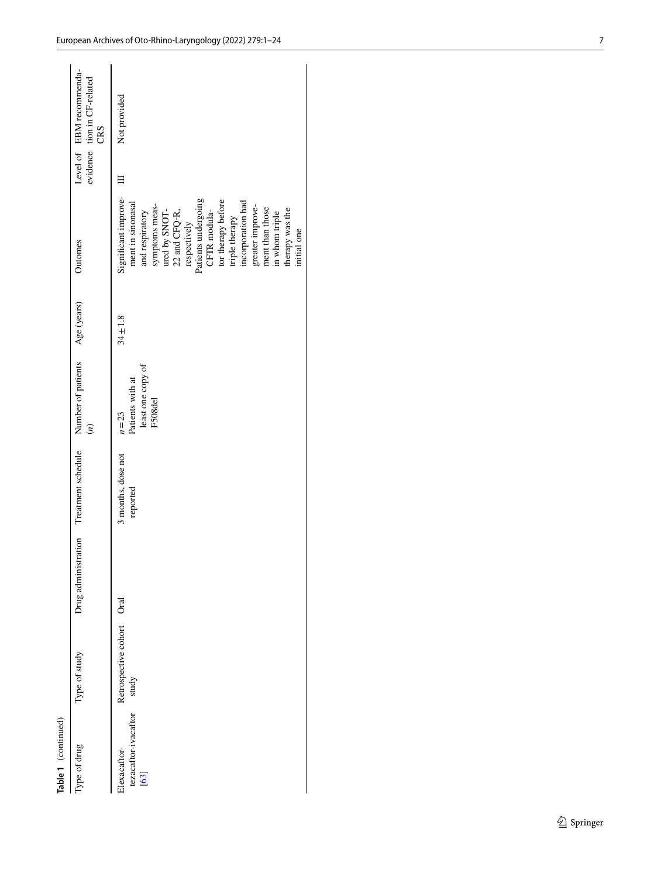**Table 1** (continued)

| Type of drug | Type of study | Drug administration | Treatment schedule | Number of patients ($n$) | Age (years) | Outomes | Level of evidence | EBM recommendation in CF-related CRS |
|---|---|---|---|---|---|---|---|---|
| Elexacaftor-tezacaftor-ivacaftor [63] | Retrospective cohort study | Oral | 3 months, dose not reported | $n = 23$<br>Patients with at least one copy of F508del | $34 \pm 1.8$ | Significant improvement in sinonasal and respiratory symptoms measured by SNOT-22 and CFQ-R, respectively<br>Patients undergoing CFTR modulator therapy before triple therapy incorporation had greater improvement than those in whom triple therapy was the initial one | III | Not provided |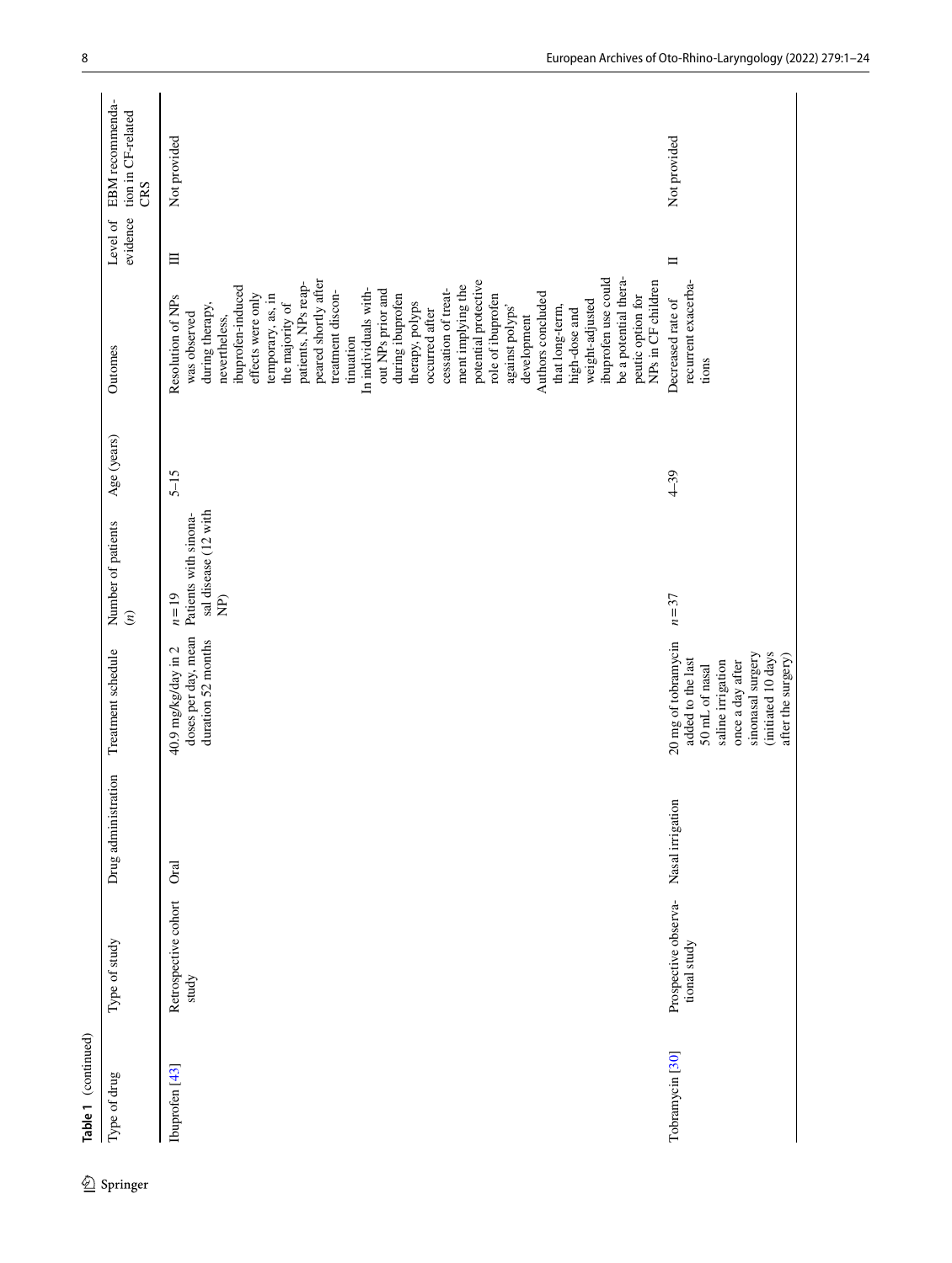**Table 1** (continued)

| Type of drug | Type of study | Drug administration | Treatment schedule | Number of patients (*n*) | Age (years) | Outomes | Level of evidence | EBM recommendation in CF-related CRS |
|---|---|---|---|---|---|---|---|---|
| Ibuprofen [43] | Retrospective cohort study | Oral | 40.9 mg/kg/day in 2 doses per day, mean duration 52 months | *n* = 19 Patients with sinonasal disease (12 with NP) | 5–15 | Resolution of NPs was observed during therapy, nevertheless, ibuprofen-induced effects were only temporary, as, in the majority of patients, NPs reappeared shortly after treatment discontinuation<br>In individuals without NPs prior and during ibuprofen therapy, polyps occurred after cessation of treatment implying the potential protective role of ibuprofen against polyps' development<br>Authors concluded that long-term, high-dose and weight-adjusted ibuprofen use could be a potential therapeutic option for NPs in CF children | III | Not provided |
| Tobramycin [30] | Prospective observational study | Nasal irrigation | 20 mg of tobramycin added to the last 50 mL of nasal saline irrigation once a day after sinonasal surgery (initiated 10 days after the surgery) | *n* = 37 | 4–39 | Decreased rate of recurrent exacerbations | II | Not provided |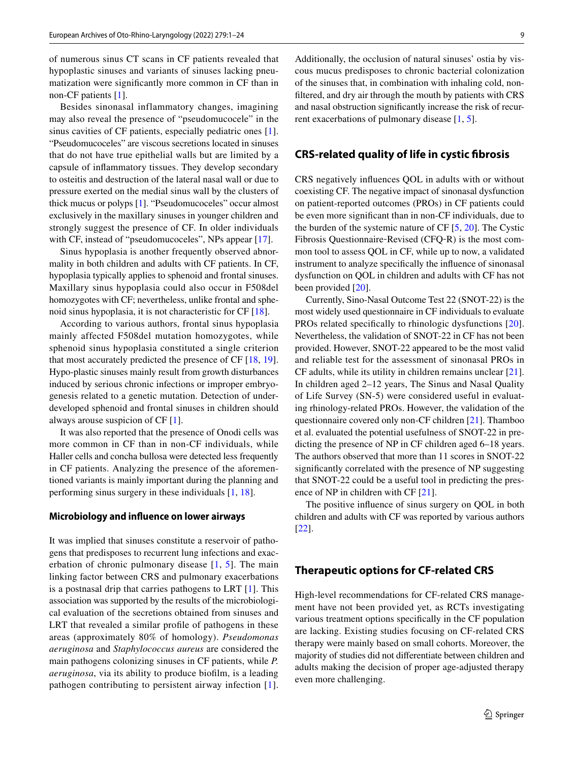of numerous sinus CT scans in CF patients revealed that hypoplastic sinuses and variants of sinuses lacking pneumatization were significantly more common in CF than in non-CF patients [1].

Besides sinonasal inflammatory changes, imagining may also reveal the presence of "pseudomucocele" in the sinus cavities of CF patients, especially pediatric ones [1]. "Pseudomucoceles" are viscous secretions located in sinuses that do not have true epithelial walls but are limited by a capsule of inflammatory tissues. They develop secondary to osteitis and destruction of the lateral nasal wall or due to pressure exerted on the medial sinus wall by the clusters of thick mucus or polyps [1]. "Pseudomucoceles" occur almost exclusively in the maxillary sinuses in younger children and strongly suggest the presence of CF. In older individuals with CF, instead of "pseudomucoceles", NPs appear [17].

Sinus hypoplasia is another frequently observed abnormality in both children and adults with CF patients. In CF, hypoplasia typically applies to sphenoid and frontal sinuses. Maxillary sinus hypoplasia could also occur in F508del homozygotes with CF; nevertheless, unlike frontal and sphenoid sinus hypoplasia, it is not characteristic for CF [18].

According to various authors, frontal sinus hypoplasia mainly affected F508del mutation homozygotes, while sphenoid sinus hypoplasia constituted a single criterion that most accurately predicted the presence of CF [18, 19]. Hypo-plastic sinuses mainly result from growth disturbances induced by serious chronic infections or improper embryogenesis related to a genetic mutation. Detection of underdeveloped sphenoid and frontal sinuses in children should always arouse suspicion of CF [1].

It was also reported that the presence of Onodi cells was more common in CF than in non-CF individuals, while Haller cells and concha bullosa were detected less frequently in CF patients. Analyzing the presence of the aforementioned variants is mainly important during the planning and performing sinus surgery in these individuals [1, 18].

### Microbiology and influence on lower airways

It was implied that sinuses constitute a reservoir of pathogens that predisposes to recurrent lung infections and exacerbation of chronic pulmonary disease [1, 5]. The main linking factor between CRS and pulmonary exacerbations is a postnasal drip that carries pathogens to LRT [1]. This association was supported by the results of the microbiological evaluation of the secretions obtained from sinuses and LRT that revealed a similar profile of pathogens in these areas (approximately 80% of homology). *Pseudomonas aeruginosa* and *Staphylococcus aureus* are considered the main pathogens colonizing sinuses in CF patients, while *P. aeruginosa*, via its ability to produce biofilm, is a leading pathogen contributing to persistent airway infection [1]. Additionally, the occlusion of natural sinuses' ostia by viscous mucus predisposes to chronic bacterial colonization of the sinuses that, in combination with inhaling cold, non-filtered, and dry air through the mouth by patients with CRS and nasal obstruction significantly increase the risk of recurrent exacerbations of pulmonary disease [1, 5].

## CRS-related quality of life in cystic fibrosis

CRS negatively influences QOL in adults with or without coexisting CF. The negative impact of sinonasal dysfunction on patient-reported outcomes (PROs) in CF patients could be even more significant than in non-CF individuals, due to the burden of the systemic nature of CF [5, 20]. The Cystic Fibrosis Questionnaire-Revised (CFQ-R) is the most common tool to assess QOL in CF, while up to now, a validated instrument to analyze specifically the influence of sinonasal dysfunction on QOL in children and adults with CF has not been provided [20].

Currently, Sino-Nasal Outcome Test 22 (SNOT-22) is the most widely used questionnaire in CF individuals to evaluate PROs related specifically to rhinologic dysfunctions [20]. Nevertheless, the validation of SNOT-22 in CF has not been provided. However, SNOT-22 appeared to be the most valid and reliable test for the assessment of sinonasal PROs in CF adults, while its utility in children remains unclear [21]. In children aged 2–12 years, The Sinus and Nasal Quality of Life Survey (SN-5) were considered useful in evaluating rhinology-related PROs. However, the validation of the questionnaire covered only non-CF children [21]. Thamboo et al. evaluated the potential usefulness of SNOT-22 in predicting the presence of NP in CF children aged 6–18 years. The authors observed that more than 11 scores in SNOT-22 significantly correlated with the presence of NP suggesting that SNOT-22 could be a useful tool in predicting the presence of NP in children with CF [21].

The positive influence of sinus surgery on QOL in both children and adults with CF was reported by various authors [22].

## Therapeutic options for CF-related CRS

High-level recommendations for CF-related CRS management have not been provided yet, as RCTs investigating various treatment options specifically in the CF population are lacking. Existing studies focusing on CF-related CRS therapy were mainly based on small cohorts. Moreover, the majority of studies did not differentiate between children and adults making the decision of proper age-adjusted therapy even more challenging.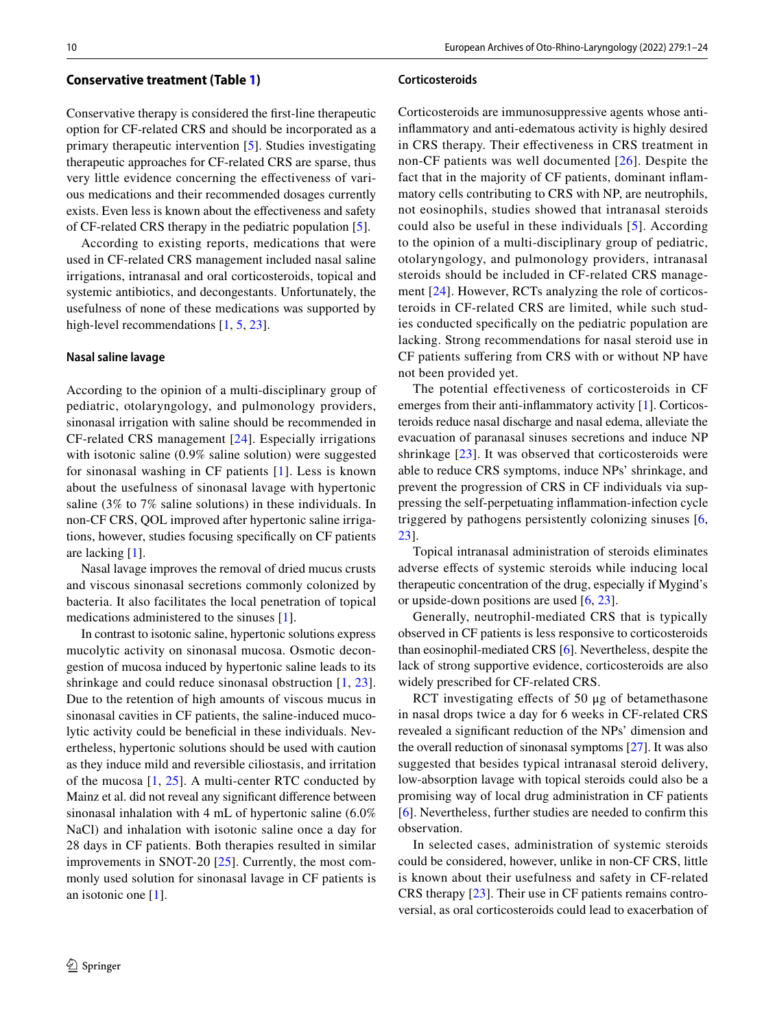## Conservative treatment (Table 1)

Conservative therapy is considered the first-line therapeutic option for CF-related CRS and should be incorporated as a primary therapeutic intervention [5]. Studies investigating therapeutic approaches for CF-related CRS are sparse, thus very little evidence concerning the effectiveness of various medications and their recommended dosages currently exists. Even less is known about the effectiveness and safety of CF-related CRS therapy in the pediatric population [5].

According to existing reports, medications that were used in CF-related CRS management included nasal saline irrigations, intranasal and oral corticosteroids, topical and systemic antibiotics, and decongestants. Unfortunately, the usefulness of none of these medications was supported by high-level recommendations [1, 5, 23].

### Nasal saline lavage

According to the opinion of a multi-disciplinary group of pediatric, otolaryngology, and pulmonology providers, sinonasal irrigation with saline should be recommended in CF-related CRS management [24]. Especially irrigations with isotonic saline (0.9% saline solution) were suggested for sinonasal washing in CF patients [1]. Less is known about the usefulness of sinonasal lavage with hypertonic saline (3% to 7% saline solutions) in these individuals. In non-CF CRS, QOL improved after hypertonic saline irrigations, however, studies focusing specifically on CF patients are lacking [1].

Nasal lavage improves the removal of dried mucus crusts and viscous sinonasal secretions commonly colonized by bacteria. It also facilitates the local penetration of topical medications administered to the sinuses [1].

In contrast to isotonic saline, hypertonic solutions express mucolytic activity on sinonasal mucosa. Osmotic decongestion of mucosa induced by hypertonic saline leads to its shrinkage and could reduce sinonasal obstruction [1, 23]. Due to the retention of high amounts of viscous mucus in sinonasal cavities in CF patients, the saline-induced mucolytic activity could be beneficial in these individuals. Nevertheless, hypertonic solutions should be used with caution as they induce mild and reversible ciliostasis, and irritation of the mucosa [1, 25]. A multi-center RTC conducted by Mainz et al. did not reveal any significant difference between sinonasal inhalation with 4 mL of hypertonic saline (6.0% NaCl) and inhalation with isotonic saline once a day for 28 days in CF patients. Both therapies resulted in similar improvements in SNOT-20 [25]. Currently, the most commonly used solution for sinonasal lavage in CF patients is an isotonic one [1].

### Corticosteroids

Corticosteroids are immunosuppressive agents whose anti-inflammatory and anti-edematous activity is highly desired in CRS therapy. Their effectiveness in CRS treatment in non-CF patients was well documented [26]. Despite the fact that in the majority of CF patients, dominant inflammatory cells contributing to CRS with NP, are neutrophils, not eosinophils, studies showed that intranasal steroids could also be useful in these individuals [5]. According to the opinion of a multi-disciplinary group of pediatric, otolaryngology, and pulmonology providers, intranasal steroids should be included in CF-related CRS management [24]. However, RCTs analyzing the role of corticosteroids in CF-related CRS are limited, while such studies conducted specifically on the pediatric population are lacking. Strong recommendations for nasal steroid use in CF patients suffering from CRS with or without NP have not been provided yet.

The potential effectiveness of corticosteroids in CF emerges from their anti-inflammatory activity [1]. Corticosteroids reduce nasal discharge and nasal edema, alleviate the evacuation of paranasal sinuses secretions and induce NP shrinkage [23]. It was observed that corticosteroids were able to reduce CRS symptoms, induce NPs' shrinkage, and prevent the progression of CRS in CF individuals via suppressing the self-perpetuating inflammation-infection cycle triggered by pathogens persistently colonizing sinuses [6, 23].

Topical intranasal administration of steroids eliminates adverse effects of systemic steroids while inducing local therapeutic concentration of the drug, especially if Mygind's or upside-down positions are used [6, 23].

Generally, neutrophil-mediated CRS that is typically observed in CF patients is less responsive to corticosteroids than eosinophil-mediated CRS [6]. Nevertheless, despite the lack of strong supportive evidence, corticosteroids are also widely prescribed for CF-related CRS.

RCT investigating effects of 50 µg of betamethasone in nasal drops twice a day for 6 weeks in CF-related CRS revealed a significant reduction of the NPs' dimension and the overall reduction of sinonasal symptoms [27]. It was also suggested that besides typical intranasal steroid delivery, low-absorption lavage with topical steroids could also be a promising way of local drug administration in CF patients [6]. Nevertheless, further studies are needed to confirm this observation.

In selected cases, administration of systemic steroids could be considered, however, unlike in non-CF CRS, little is known about their usefulness and safety in CF-related CRS therapy [23]. Their use in CF patients remains controversial, as oral corticosteroids could lead to exacerbation of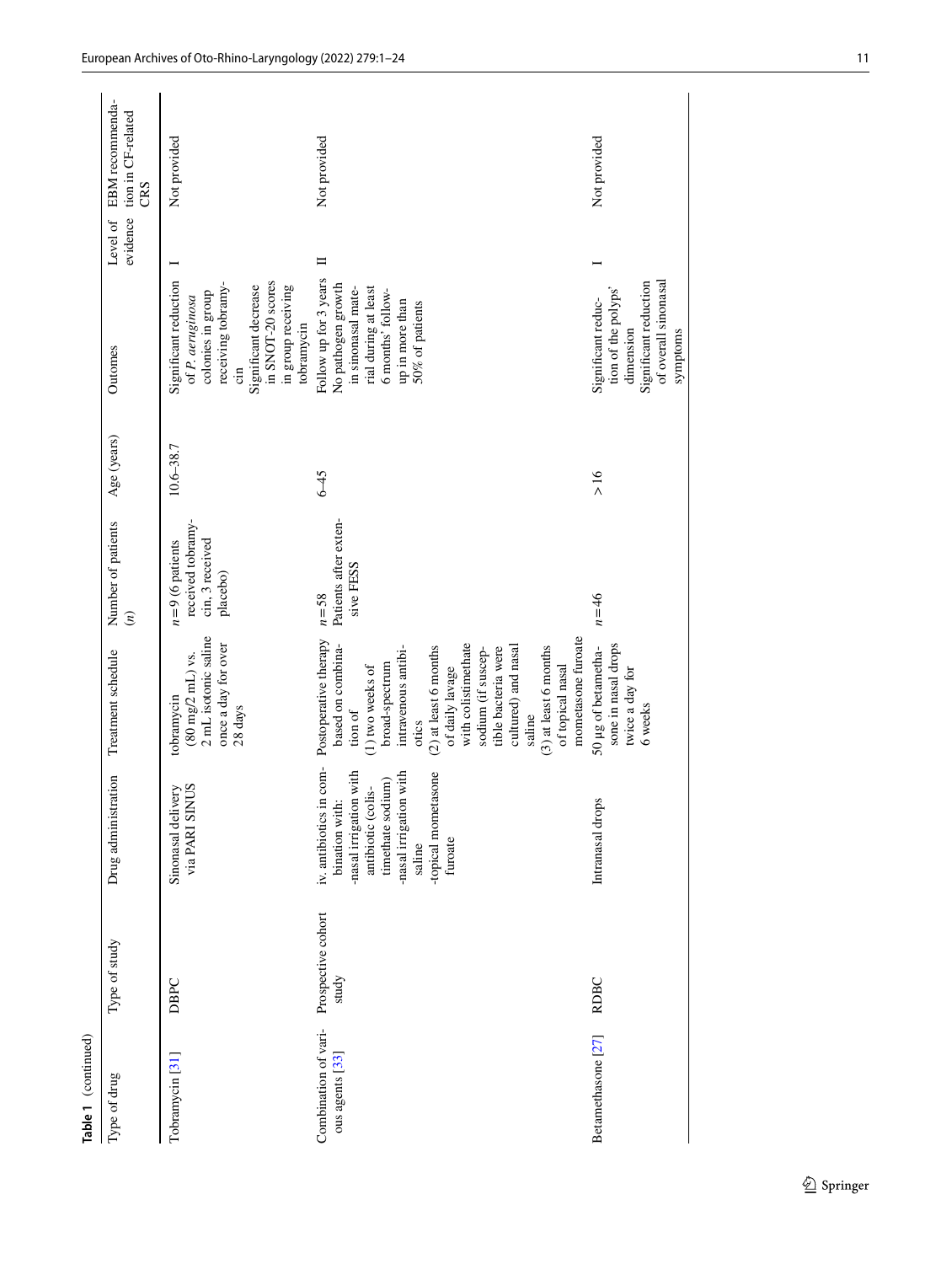**Table 1** (continued)

| Type of drug | Type of study | Drug administration | Treatment schedule | Number of patients (*n*) | Age (years) | Outomes | Level of evidence | EBM recommendation in CF-related CRS |
|---|---|---|---|---|---|---|---|---|
| Tobramycin [31] | DBPC | Sinonasal delivery via PARI SINUS | tobramycin (80 mg/2 mL) vs. 2 mL isotonic saline once a day for over 28 days | $n = 9$ (6 patients received tobramycin, 3 received placebo) | 10.6–38.7 | Significant reduction of *P. aeruginosa* colonies in group receiving tobramycin<br>Significant decrease in SNOT-20 scores in group receiving tobramycin | I | Not provided |
| Combination of various agents [33] | Prospective cohort study | iv. antibiotics in combination with:<br>-nasal irrigation with antibiotic (colistimethate sodium)<br>-nasal irrigation with saline<br>-topical mometasone furoate | Postoperative therapy based on combination of<br>(1) two weeks of broad-spectrum intravenous antibiotics<br>(2) at least 6 months of daily lavage with colistimethate sodium (if susceptible bacteria were cultured) and nasal saline<br>(3) at least 6 months of topical nasal mometasone furoate | $n = 58$<br>Patients after extensive FESS | 6–45 | Follow up for 3 years<br>No pathogen growth in sinonasal material during at least 6 months' follow-up in more than 50% of patients | II | Not provided |
| Betamethasone [27] | RDBC | Intranasal drops | 50 µg of betamethasone in nasal drops twice a day for 6 weeks | $n = 46$ | > 16 | Significant reduction of the polyps' dimension<br>Significant reduction of overall sinonasal symptoms | I | Not provided |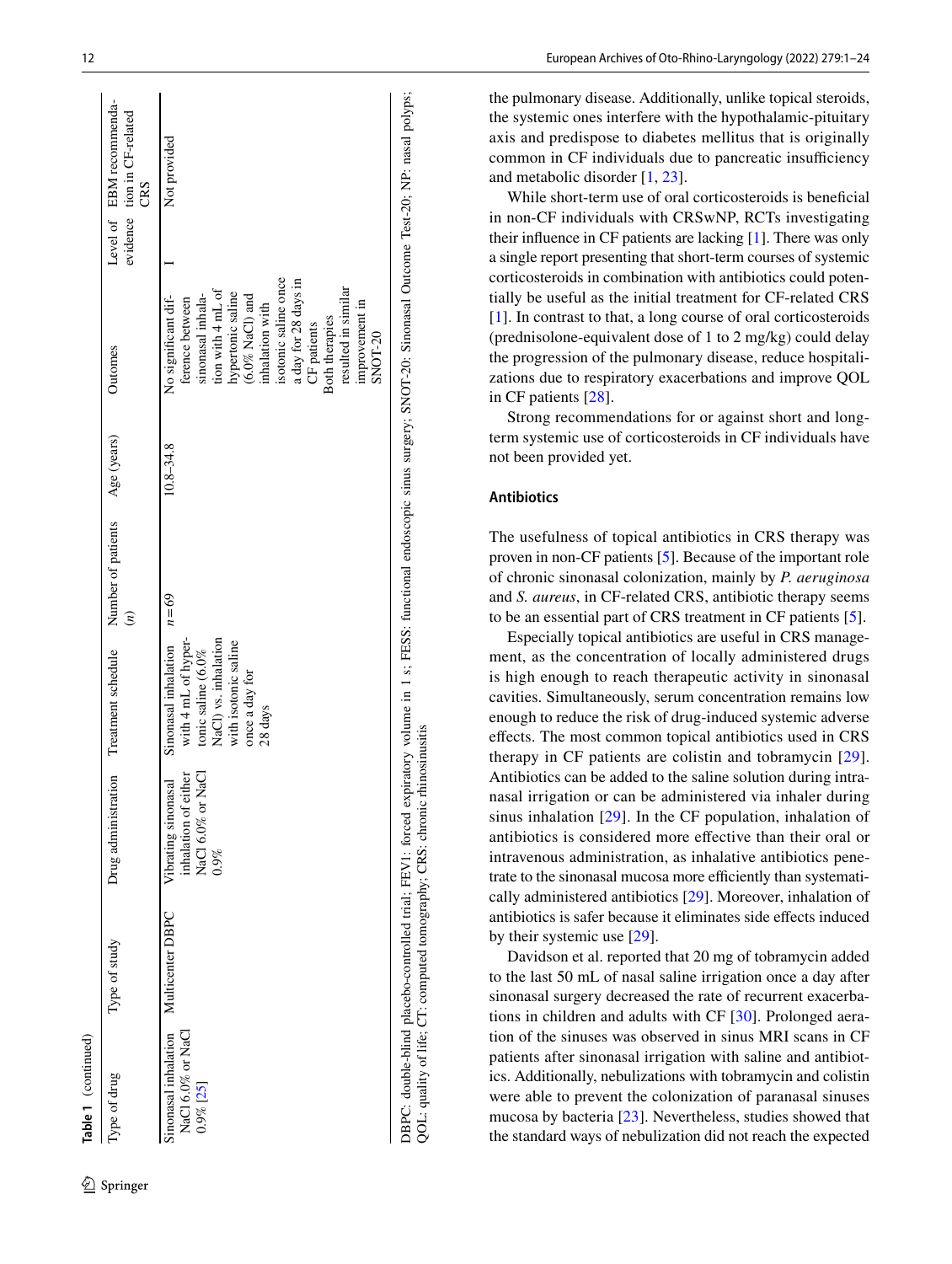**Table 1** (continued)

| Type of drug | Type of study | Drug administration | Treatment schedule | Number of patients (*n*) | Age (years) | Outomes | Level of evidence | EBM recommendation in CF-related CRS |
|---|---|---|---|---|---|---|---|---|
| Sinonasal inhalation NaCl 6.0% or NaCl 0.9% [25] | Multicenter DBPC | Vibrating sinonasal inhalation of either NaCl 6.0% or NaCl 0.9% | Sinonasal inhalation with 4 mL of hypertonic saline (6.0% NaCl) vs. inhalation with isotonic saline once a day for 28 days | *n* = 69 | 10.8–34.8 | No significant difference between sinonasal inhalation with 4 mL of hypertonic saline (6.0% NaCl) and inhalation with isotonic saline once a day for 28 days in CF patients<br>Both therapies resulted in similar improvement in SNOT-20 | I | Not provided |

DBPC: double-blind placebo-controlled trial; FEV1: forced expiratory volume in 1 s; FESS: functional endoscopic sinus surgery; SNOT-20: Sinonasal Outcome Test-20; NP: nasal polyps; QOL: quality of life; CT: computed tomography; CRS: chronic rhinosinusitis

the pulmonary disease. Additionally, unlike topical steroids, the systemic ones interfere with the hypothalamic-pituitary axis and predispose to diabetes mellitus that is originally common in CF individuals due to pancreatic insufficiency and metabolic disorder [1, 23].

While short-term use of oral corticosteroids is beneficial in non-CF individuals with CRSwNP, RCTs investigating their influence in CF patients are lacking [1]. There was only a single report presenting that short-term courses of systemic corticosteroids in combination with antibiotics could potentially be useful as the initial treatment for CF-related CRS [1]. In contrast to that, a long course of oral corticosteroids (prednisolone-equivalent dose of 1 to 2 mg/kg) could delay the progression of the pulmonary disease, reduce hospitalizations due to respiratory exacerbations and improve QOL in CF patients [28].

Strong recommendations for or against short and long-term systemic use of corticosteroids in CF individuals have not been provided yet.

#### Antibiotics

The usefulness of topical antibiotics in CRS therapy was proven in non-CF patients [5]. Because of the important role of chronic sinonasal colonization, mainly by *P. aeruginosa* and *S. aureus*, in CF-related CRS, antibiotic therapy seems to be an essential part of CRS treatment in CF patients [5].

Especially topical antibiotics are useful in CRS management, as the concentration of locally administered drugs is high enough to reach therapeutic activity in sinonasal cavities. Simultaneously, serum concentration remains low enough to reduce the risk of drug-induced systemic adverse effects. The most common topical antibiotics used in CRS therapy in CF patients are colistin and tobramycin [29]. Antibiotics can be added to the saline solution during intranasal irrigation or can be administered via inhaler during sinus inhalation [29]. In the CF population, inhalation of antibiotics is considered more effective than their oral or intravenous administration, as inhalative antibiotics penetrate to the sinonasal mucosa more efficiently than systematically administered antibiotics [29]. Moreover, inhalation of antibiotics is safer because it eliminates side effects induced by their systemic use [29].

Davidson et al. reported that 20 mg of tobramycin added to the last 50 mL of nasal saline irrigation once a day after sinonasal surgery decreased the rate of recurrent exacerbations in children and adults with CF [30]. Prolonged aeration of the sinuses was observed in sinus MRI scans in CF patients after sinonasal irrigation with saline and antibiotics. Additionally, nebulizations with tobramycin and colistin were able to prevent the colonization of paranasal sinuses mucosa by bacteria [23]. Nevertheless, studies showed that the standard ways of nebulization did not reach the expected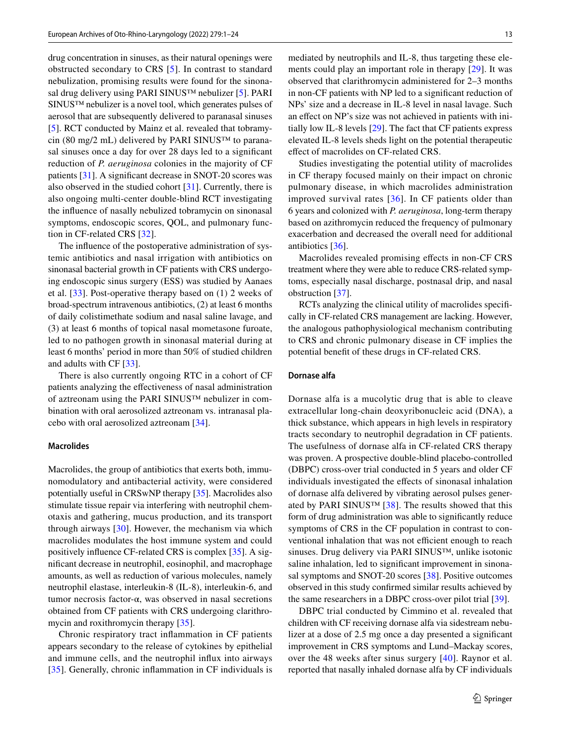drug concentration in sinuses, as their natural openings were obstructed secondary to CRS [5]. In contrast to standard nebulization, promising results were found for the sinonasal drug delivery using PARI SINUS™ nebulizer [5]. PARI SINUS™ nebulizer is a novel tool, which generates pulses of aerosol that are subsequently delivered to paranasal sinuses [5]. RCT conducted by Mainz et al. revealed that tobramycin (80 mg/2 mL) delivered by PARI SINUS™ to paranasal sinuses once a day for over 28 days led to a significant reduction of *P. aeruginosa* colonies in the majority of CF patients [31]. A significant decrease in SNOT-20 scores was also observed in the studied cohort [31]. Currently, there is also ongoing multi-center double-blind RCT investigating the influence of nasally nebulized tobramycin on sinonasal symptoms, endoscopic scores, QOL, and pulmonary function in CF-related CRS [32].

The influence of the postoperative administration of systemic antibiotics and nasal irrigation with antibiotics on sinonasal bacterial growth in CF patients with CRS undergoing endoscopic sinus surgery (ESS) was studied by Aanaes et al. [33]. Post-operative therapy based on (1) 2 weeks of broad-spectrum intravenous antibiotics, (2) at least 6 months of daily colistimethate sodium and nasal saline lavage, and (3) at least 6 months of topical nasal mometasone furoate, led to no pathogen growth in sinonasal material during at least 6 months' period in more than 50% of studied children and adults with CF [33].

There is also currently ongoing RTC in a cohort of CF patients analyzing the effectiveness of nasal administration of aztreonam using the PARI SINUS™ nebulizer in combination with oral aerosolized aztreonam vs. intranasal placebo with oral aerosolized aztreonam [34].

#### Macrolides

Macrolides, the group of antibiotics that exerts both, immunomodulatory and antibacterial activity, were considered potentially useful in CRSwNP therapy [35]. Macrolides also stimulate tissue repair via interfering with neutrophil chemotaxis and gathering, mucus production, and its transport through airways [30]. However, the mechanism via which macrolides modulates the host immune system and could positively influence CF-related CRS is complex [35]. A significant decrease in neutrophil, eosinophil, and macrophage amounts, as well as reduction of various molecules, namely neutrophil elastase, interleukin-8 (IL-8), interleukin-6, and tumor necrosis factor-α, was observed in nasal secretions obtained from CF patients with CRS undergoing clarithromycin and roxithromycin therapy [35].

Chronic respiratory tract inflammation in CF patients appears secondary to the release of cytokines by epithelial and immune cells, and the neutrophil influx into airways [35]. Generally, chronic inflammation in CF individuals is mediated by neutrophils and IL-8, thus targeting these elements could play an important role in therapy [29]. It was observed that clarithromycin administered for 2–3 months in non-CF patients with NP led to a significant reduction of NPs' size and a decrease in IL-8 level in nasal lavage. Such an effect on NP's size was not achieved in patients with initially low IL-8 levels [29]. The fact that CF patients express elevated IL-8 levels sheds light on the potential therapeutic effect of macrolides on CF-related CRS.

Studies investigating the potential utility of macrolides in CF therapy focused mainly on their impact on chronic pulmonary disease, in which macrolides administration improved survival rates [36]. In CF patients older than 6 years and colonized with *P. aeruginosa*, long-term therapy based on azithromycin reduced the frequency of pulmonary exacerbation and decreased the overall need for additional antibiotics [36].

Macrolides revealed promising effects in non-CF CRS treatment where they were able to reduce CRS-related symptoms, especially nasal discharge, postnasal drip, and nasal obstruction [37].

RCTs analyzing the clinical utility of macrolides specifically in CF-related CRS management are lacking. However, the analogous pathophysiological mechanism contributing to CRS and chronic pulmonary disease in CF implies the potential benefit of these drugs in CF-related CRS.

#### Dornase alfa

Dornase alfa is a mucolytic drug that is able to cleave extracellular long-chain deoxyribonucleic acid (DNA), a thick substance, which appears in high levels in respiratory tracts secondary to neutrophil degradation in CF patients. The usefulness of dornase alfa in CF-related CRS therapy was proven. A prospective double-blind placebo-controlled (DBPC) cross-over trial conducted in 5 years and older CF individuals investigated the effects of sinonasal inhalation of dornase alfa delivered by vibrating aerosol pulses generated by PARI SINUS™ [38]. The results showed that this form of drug administration was able to significantly reduce symptoms of CRS in the CF population in contrast to conventional inhalation that was not efficient enough to reach sinuses. Drug delivery via PARI SINUS™, unlike isotonic saline inhalation, led to significant improvement in sinonasal symptoms and SNOT-20 scores [38]. Positive outcomes observed in this study confirmed similar results achieved by the same researchers in a DBPC cross-over pilot trial [39].

DBPC trial conducted by Cimmino et al. revealed that children with CF receiving dornase alfa via sidestream nebulizer at a dose of 2.5 mg once a day presented a significant improvement in CRS symptoms and Lund–Mackay scores, over the 48 weeks after sinus surgery [40]. Raynor et al. reported that nasally inhaled dornase alfa by CF individuals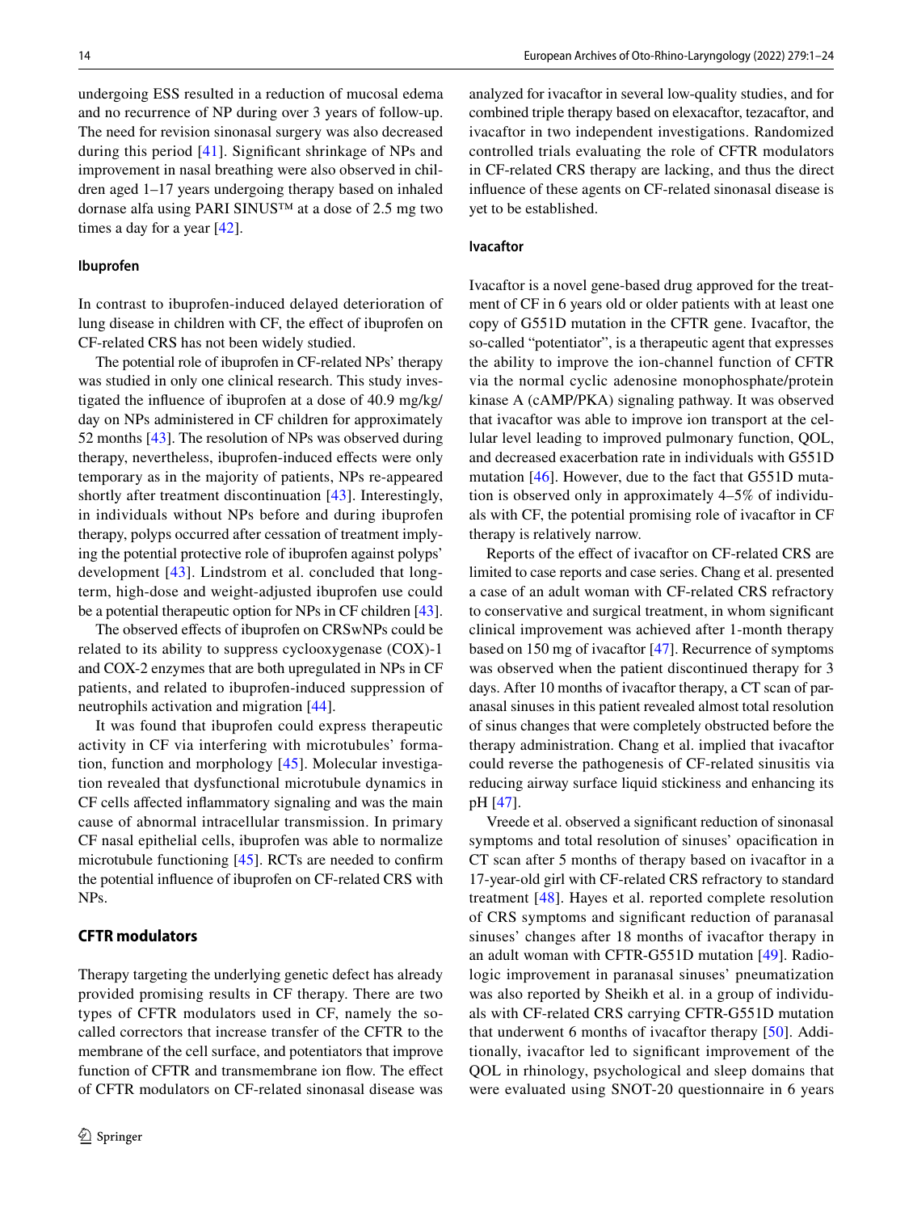undergoing ESS resulted in a reduction of mucosal edema and no recurrence of NP during over 3 years of follow-up. The need for revision sinonasal surgery was also decreased during this period [41]. Significant shrinkage of NPs and improvement in nasal breathing were also observed in children aged 1–17 years undergoing therapy based on inhaled dornase alfa using PARI SINUS™ at a dose of 2.5 mg two times a day for a year [42].

#### Ibuprofen

In contrast to ibuprofen-induced delayed deterioration of lung disease in children with CF, the effect of ibuprofen on CF-related CRS has not been widely studied.

The potential role of ibuprofen in CF-related NPs' therapy was studied in only one clinical research. This study investigated the influence of ibuprofen at a dose of 40.9 mg/kg/day on NPs administered in CF children for approximately 52 months [43]. The resolution of NPs was observed during therapy, nevertheless, ibuprofen-induced effects were only temporary as in the majority of patients, NPs re-appeared shortly after treatment discontinuation [43]. Interestingly, in individuals without NPs before and during ibuprofen therapy, polyps occurred after cessation of treatment implying the potential protective role of ibuprofen against polyps' development [43]. Lindstrom et al. concluded that long-term, high-dose and weight-adjusted ibuprofen use could be a potential therapeutic option for NPs in CF children [43].

The observed effects of ibuprofen on CRSwNPs could be related to its ability to suppress cyclooxygenase (COX)-1 and COX-2 enzymes that are both upregulated in NPs in CF patients, and related to ibuprofen-induced suppression of neutrophils activation and migration [44].

It was found that ibuprofen could express therapeutic activity in CF via interfering with microtubules' formation, function and morphology [45]. Molecular investigation revealed that dysfunctional microtubule dynamics in CF cells affected inflammatory signaling and was the main cause of abnormal intracellular transmission. In primary CF nasal epithelial cells, ibuprofen was able to normalize microtubule functioning [45]. RCTs are needed to confirm the potential influence of ibuprofen on CF-related CRS with NPs.

### CFTR modulators

Therapy targeting the underlying genetic defect has already provided promising results in CF therapy. There are two types of CFTR modulators used in CF, namely the so-called correctors that increase transfer of the CFTR to the membrane of the cell surface, and potentiators that improve function of CFTR and transmembrane ion flow. The effect of CFTR modulators on CF-related sinonasal disease was analyzed for ivacaftor in several low-quality studies, and for combined triple therapy based on elexacaftor, tezacaftor, and ivacaftor in two independent investigations. Randomized controlled trials evaluating the role of CFTR modulators in CF-related CRS therapy are lacking, and thus the direct influence of these agents on CF-related sinonasal disease is yet to be established.

#### Ivacaftor

Ivacaftor is a novel gene-based drug approved for the treatment of CF in 6 years old or older patients with at least one copy of G551D mutation in the CFTR gene. Ivacaftor, the so-called "potentiator", is a therapeutic agent that expresses the ability to improve the ion-channel function of CFTR via the normal cyclic adenosine monophosphate/protein kinase A (cAMP/PKA) signaling pathway. It was observed that ivacaftor was able to improve ion transport at the cellular level leading to improved pulmonary function, QOL, and decreased exacerbation rate in individuals with G551D mutation [46]. However, due to the fact that G551D mutation is observed only in approximately 4–5% of individuals with CF, the potential promising role of ivacaftor in CF therapy is relatively narrow.

Reports of the effect of ivacaftor on CF-related CRS are limited to case reports and case series. Chang et al. presented a case of an adult woman with CF-related CRS refractory to conservative and surgical treatment, in whom significant clinical improvement was achieved after 1-month therapy based on 150 mg of ivacaftor [47]. Recurrence of symptoms was observed when the patient discontinued therapy for 3 days. After 10 months of ivacaftor therapy, a CT scan of paranasal sinuses in this patient revealed almost total resolution of sinus changes that were completely obstructed before the therapy administration. Chang et al. implied that ivacaftor could reverse the pathogenesis of CF-related sinusitis via reducing airway surface liquid stickiness and enhancing its pH [47].

Vreede et al. observed a significant reduction of sinonasal symptoms and total resolution of sinuses' opacification in CT scan after 5 months of therapy based on ivacaftor in a 17-year-old girl with CF-related CRS refractory to standard treatment [48]. Hayes et al. reported complete resolution of CRS symptoms and significant reduction of paranasal sinuses' changes after 18 months of ivacaftor therapy in an adult woman with CFTR-G551D mutation [49]. Radiologic improvement in paranasal sinuses' pneumatization was also reported by Sheikh et al. in a group of individuals with CF-related CRS carrying CFTR-G551D mutation that underwent 6 months of ivacaftor therapy [50]. Additionally, ivacaftor led to significant improvement of the QOL in rhinology, psychological and sleep domains that were evaluated using SNOT-20 questionnaire in 6 years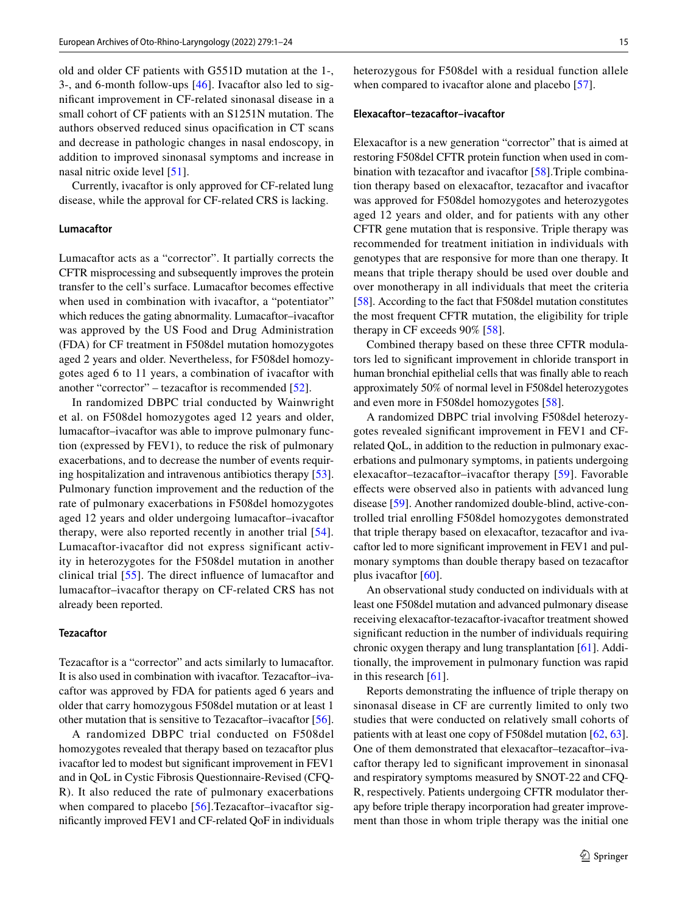old and older CF patients with G551D mutation at the 1-, 3-, and 6-month follow-ups [46]. Ivacaftor also led to significant improvement in CF-related sinonasal disease in a small cohort of CF patients with an S1251N mutation. The authors observed reduced sinus opacification in CT scans and decrease in pathologic changes in nasal endoscopy, in addition to improved sinonasal symptoms and increase in nasal nitric oxide level [51].

Currently, ivacaftor is only approved for CF-related lung disease, while the approval for CF-related CRS is lacking.

### Lumacaftor

Lumacaftor acts as a "corrector". It partially corrects the CFTR misprocessing and subsequently improves the protein transfer to the cell's surface. Lumacaftor becomes effective when used in combination with ivacaftor, a "potentiator" which reduces the gating abnormality. Lumacaftor–ivacaftor was approved by the US Food and Drug Administration (FDA) for CF treatment in F508del mutation homozygotes aged 2 years and older. Nevertheless, for F508del homozygotes aged 6 to 11 years, a combination of ivacaftor with another "corrector" – tezacaftor is recommended [52].

In randomized DBPC trial conducted by Wainwright et al. on F508del homozygotes aged 12 years and older, lumacaftor–ivacaftor was able to improve pulmonary function (expressed by FEV1), to reduce the risk of pulmonary exacerbations, and to decrease the number of events requiring hospitalization and intravenous antibiotics therapy [53]. Pulmonary function improvement and the reduction of the rate of pulmonary exacerbations in F508del homozygotes aged 12 years and older undergoing lumacaftor–ivacaftor therapy, were also reported recently in another trial [54]. Lumacaftor-ivacaftor did not express significant activity in heterozygotes for the F508del mutation in another clinical trial [55]. The direct influence of lumacaftor and lumacaftor–ivacaftor therapy on CF-related CRS has not already been reported.

### Tezacaftor

Tezacaftor is a "corrector" and acts similarly to lumacaftor. It is also used in combination with ivacaftor. Tezacaftor–ivacaftor was approved by FDA for patients aged 6 years and older that carry homozygous F508del mutation or at least 1 other mutation that is sensitive to Tezacaftor–ivacaftor [56].

A randomized DBPC trial conducted on F508del homozygotes revealed that therapy based on tezacaftor plus ivacaftor led to modest but significant improvement in FEV1 and in QoL in Cystic Fibrosis Questionnaire-Revised (CFQ-R). It also reduced the rate of pulmonary exacerbations when compared to placebo [56].Tezacaftor–ivacaftor significantly improved FEV1 and CF-related QoF in individuals heterozygous for F508del with a residual function allele when compared to ivacaftor alone and placebo [57].

### Elexacaftor–tezacaftor–ivacaftor

Elexacaftor is a new generation "corrector" that is aimed at restoring F508del CFTR protein function when used in combination with tezacaftor and ivacaftor [58].Triple combination therapy based on elexacaftor, tezacaftor and ivacaftor was approved for F508del homozygotes and heterozygotes aged 12 years and older, and for patients with any other CFTR gene mutation that is responsive. Triple therapy was recommended for treatment initiation in individuals with genotypes that are responsive for more than one therapy. It means that triple therapy should be used over double and over monotherapy in all individuals that meet the criteria [58]. According to the fact that F508del mutation constitutes the most frequent CFTR mutation, the eligibility for triple therapy in CF exceeds 90% [58].

Combined therapy based on these three CFTR modulators led to significant improvement in chloride transport in human bronchial epithelial cells that was finally able to reach approximately 50% of normal level in F508del heterozygotes and even more in F508del homozygotes [58].

A randomized DBPC trial involving F508del heterozygotes revealed significant improvement in FEV1 and CF-related QoL, in addition to the reduction in pulmonary exacerbations and pulmonary symptoms, in patients undergoing elexacaftor–tezacaftor–ivacaftor therapy [59]. Favorable effects were observed also in patients with advanced lung disease [59]. Another randomized double-blind, active-controlled trial enrolling F508del homozygotes demonstrated that triple therapy based on elexacaftor, tezacaftor and ivacaftor led to more significant improvement in FEV1 and pulmonary symptoms than double therapy based on tezacaftor plus ivacaftor [60].

An observational study conducted on individuals with at least one F508del mutation and advanced pulmonary disease receiving elexacaftor-tezacaftor-ivacaftor treatment showed significant reduction in the number of individuals requiring chronic oxygen therapy and lung transplantation [61]. Additionally, the improvement in pulmonary function was rapid in this research [61].

Reports demonstrating the influence of triple therapy on sinonasal disease in CF are currently limited to only two studies that were conducted on relatively small cohorts of patients with at least one copy of F508del mutation [62, 63]. One of them demonstrated that elexacaftor–tezacaftor–ivacaftor therapy led to significant improvement in sinonasal and respiratory symptoms measured by SNOT-22 and CFQ-R, respectively. Patients undergoing CFTR modulator therapy before triple therapy incorporation had greater improvement than those in whom triple therapy was the initial one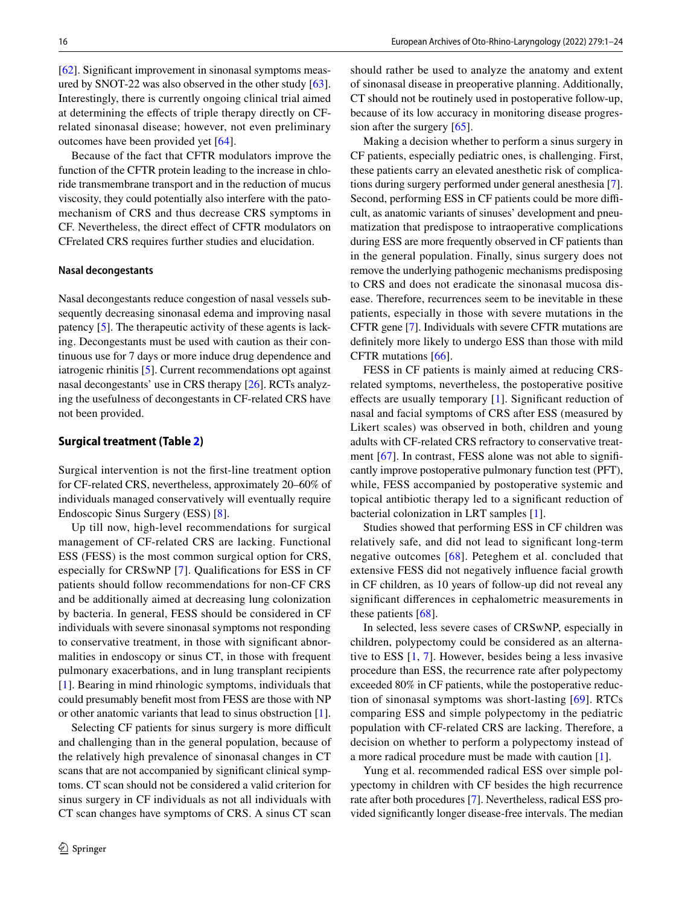[62]. Significant improvement in sinonasal symptoms measured by SNOT-22 was also observed in the other study [63]. Interestingly, there is currently ongoing clinical trial aimed at determining the effects of triple therapy directly on CF-related sinonasal disease; however, not even preliminary outcomes have been provided yet [64].

Because of the fact that CFTR modulators improve the function of the CFTR protein leading to the increase in chloride transmembrane transport and in the reduction of mucus viscosity, they could potentially also interfere with the patomechanism of CRS and thus decrease CRS symptoms in CF. Nevertheless, the direct effect of CFTR modulators on CFrelated CRS requires further studies and elucidation.

#### Nasal decongestants

Nasal decongestants reduce congestion of nasal vessels subsequently decreasing sinonasal edema and improving nasal patency [5]. The therapeutic activity of these agents is lacking. Decongestants must be used with caution as their continuous use for 7 days or more induce drug dependence and iatrogenic rhinitis [5]. Current recommendations opt against nasal decongestants' use in CRS therapy [26]. RCTs analyzing the usefulness of decongestants in CF-related CRS have not been provided.

### Surgical treatment (Table 2)

Surgical intervention is not the first-line treatment option for CF-related CRS, nevertheless, approximately 20–60% of individuals managed conservatively will eventually require Endoscopic Sinus Surgery (ESS) [8].

Up till now, high-level recommendations for surgical management of CF-related CRS are lacking. Functional ESS (FESS) is the most common surgical option for CRS, especially for CRSwNP [7]. Qualifications for ESS in CF patients should follow recommendations for non-CF CRS and be additionally aimed at decreasing lung colonization by bacteria. In general, FESS should be considered in CF individuals with severe sinonasal symptoms not responding to conservative treatment, in those with significant abnormalities in endoscopy or sinus CT, in those with frequent pulmonary exacerbations, and in lung transplant recipients [1]. Bearing in mind rhinologic symptoms, individuals that could presumably benefit most from FESS are those with NP or other anatomic variants that lead to sinus obstruction [1].

Selecting CF patients for sinus surgery is more difficult and challenging than in the general population, because of the relatively high prevalence of sinonasal changes in CT scans that are not accompanied by significant clinical symptoms. CT scan should not be considered a valid criterion for sinus surgery in CF individuals as not all individuals with CT scan changes have symptoms of CRS. A sinus CT scan should rather be used to analyze the anatomy and extent of sinonasal disease in preoperative planning. Additionally, CT should not be routinely used in postoperative follow-up, because of its low accuracy in monitoring disease progression after the surgery [65].

Making a decision whether to perform a sinus surgery in CF patients, especially pediatric ones, is challenging. First, these patients carry an elevated anesthetic risk of complications during surgery performed under general anesthesia [7]. Second, performing ESS in CF patients could be more difficult, as anatomic variants of sinuses' development and pneumatization that predispose to intraoperative complications during ESS are more frequently observed in CF patients than in the general population. Finally, sinus surgery does not remove the underlying pathogenic mechanisms predisposing to CRS and does not eradicate the sinonasal mucosa disease. Therefore, recurrences seem to be inevitable in these patients, especially in those with severe mutations in the CFTR gene [7]. Individuals with severe CFTR mutations are definitely more likely to undergo ESS than those with mild CFTR mutations [66].

FESS in CF patients is mainly aimed at reducing CRS-related symptoms, nevertheless, the postoperative positive effects are usually temporary [1]. Significant reduction of nasal and facial symptoms of CRS after ESS (measured by Likert scales) was observed in both, children and young adults with CF-related CRS refractory to conservative treatment [67]. In contrast, FESS alone was not able to significantly improve postoperative pulmonary function test (PFT), while, FESS accompanied by postoperative systemic and topical antibiotic therapy led to a significant reduction of bacterial colonization in LRT samples [1].

Studies showed that performing ESS in CF children was relatively safe, and did not lead to significant long-term negative outcomes [68]. Peteghem et al. concluded that extensive FESS did not negatively influence facial growth in CF children, as 10 years of follow-up did not reveal any significant differences in cephalometric measurements in these patients [68].

In selected, less severe cases of CRSwNP, especially in children, polypectomy could be considered as an alternative to ESS [1, 7]. However, besides being a less invasive procedure than ESS, the recurrence rate after polypectomy exceeded 80% in CF patients, while the postoperative reduction of sinonasal symptoms was short-lasting [69]. RTCs comparing ESS and simple polypectomy in the pediatric population with CF-related CRS are lacking. Therefore, a decision on whether to perform a polypectomy instead of a more radical procedure must be made with caution [1].

Yung et al. recommended radical ESS over simple polypectomy in children with CF besides the high recurrence rate after both procedures [7]. Nevertheless, radical ESS provided significantly longer disease-free intervals. The median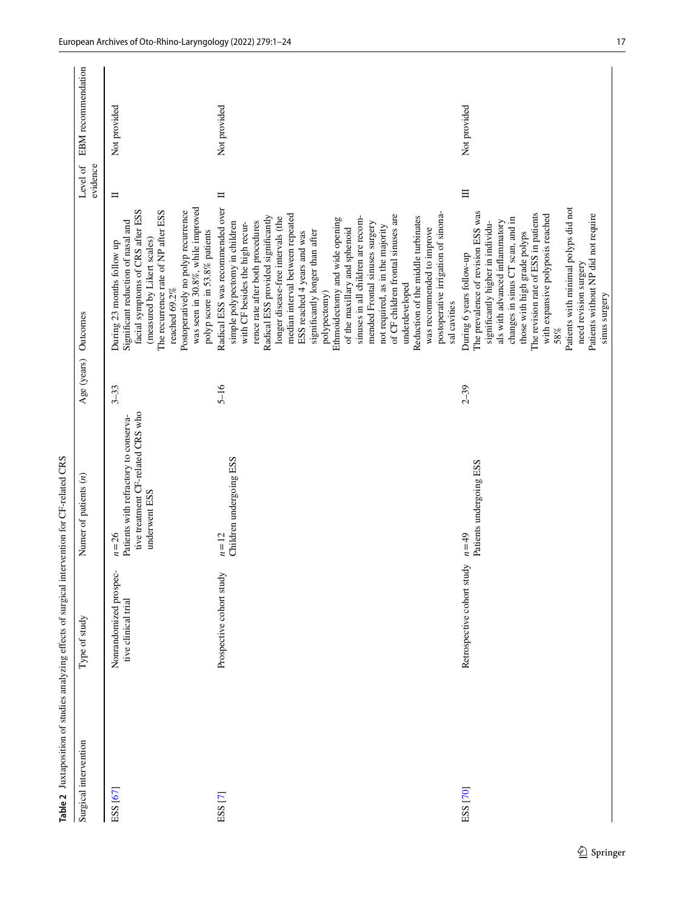**Table 2** Juxtaposition of studies analyzing effects of surgical intervention for CF-related CRS

| Surgical intervention | Type of study | Numer of patients (n) | Age (years) | Outcomes | Level of evidence | EBM recommendation |
|---|---|---|---|---|---|---|
| ESS [67] | Nonrandomized prospective clinical trial | n = 26<br>Patients with refractory to conservative treatment CF-related CRS who underwent ESS | 3–33 | During 23 months follow up<br>Significant reduction of nasal and facial symptoms of CRS after ESS (measured by Likert scales)<br>The recurrence rate of NP after ESS reached 69.2%<br>Postoperatively no polyp recurrence was seen in 30.8%, while improved polyp score in 53.8% patients | II | Not provided |
| ESS [7] | Prospective cohort study | n = 12<br>Children undergoing ESS | 5–16 | Radical ESS was recommended over simple polypectomy in children with CF besides the high recurrence rate after both procedures<br>Radical ESS provided significantly longer disease-free intervals (the median interval between repeated ESS reached 4 years and was significantly longer than after polypectomy)<br>Ethmoidectomy and wide opening of the maxillary and sphenoid sinuses in all children are recommended Frontal sinuses surgery not required, as in the majority of CF children frontal sinuses are underdeveloped<br>Reduction of the middle turbinates was recommended to improve postoperative irrigation of sinonasal cavities | II | Not provided |
| ESS [70] | Retrospective cohort study | n = 49<br>Patients undergoing ESS | 2–39 | During 6 years follow-up<br>The prevalence of revision ESS was significantly higher in individuals with advanced inflammatory changes in sinus CT scan, and in those with high grade polyps<br>The revision rate of ESS in patients with expansive polyposis reached 58%<br>Patients with minimal polyps did not need revision surgery<br>Patients without NP did not require sinus surgery | III | Not provided |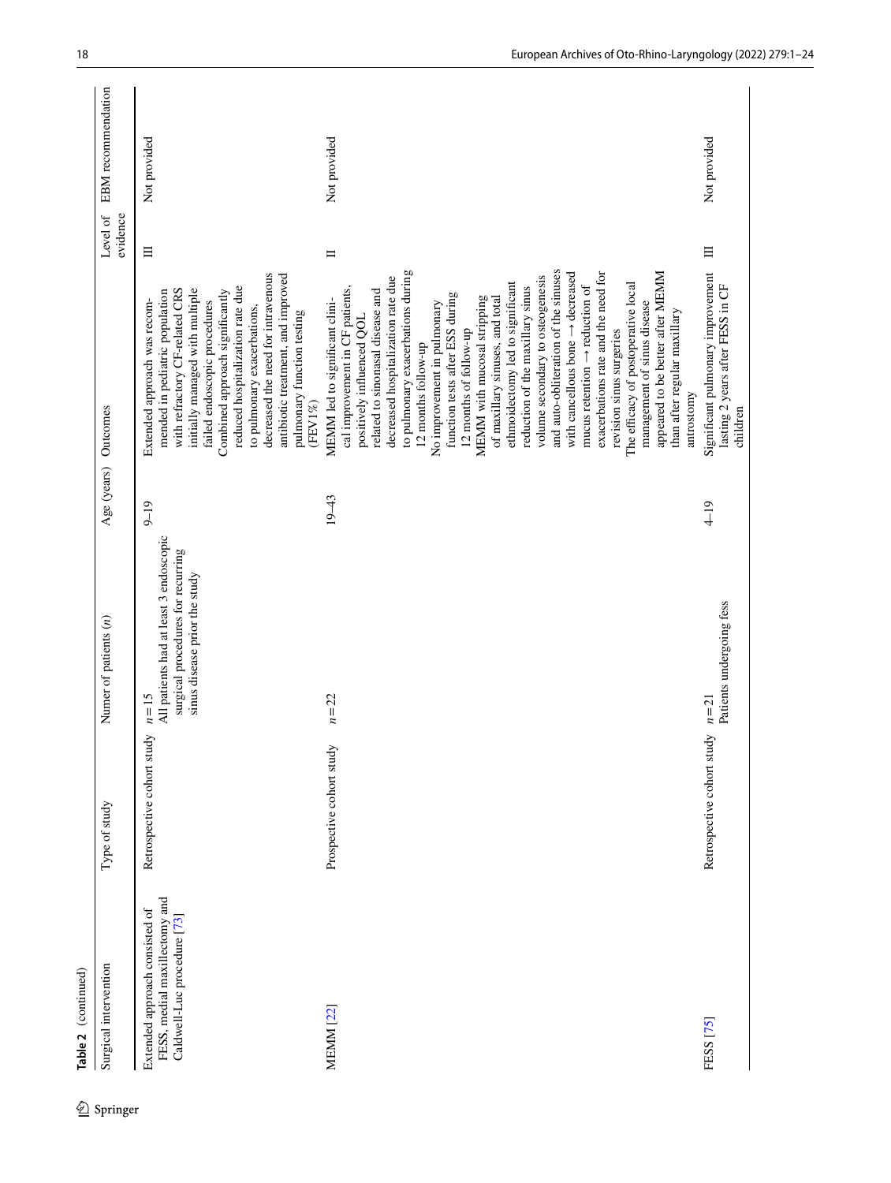**Table 2** (continued)

| Surgical intervention | Type of study | Numer of patients (*n*) | Age (years) | Outcomes | Level of evidence | EBM recommendation |
|---|---|---|---|---|---|---|
| Extended approach consisted of FESS, medial maxillectomy and Caldwell-Luc procedure [73] | Retrospective cohort study | $n=15$<br>All patients had at least 3 endoscopic surgical procedures for recurring sinus disease prior the study | 9–19 | Extended approach was recommended in pediatric population with refractory CF-related CRS initially managed with multiple failed endoscopic procedures<br>Combined approach significantly reduced hospitalization rate due to pulmonary exacerbations, decreased the need for intravenous antibiotic treatment, and improved pulmonary function testing (FEV1%) | III | Not provided |
| MEMM [22] | Prospective cohort study | $n=22$ | 19–43 | MEMM led to significant clinical improvement in CF patients, positively influenced QOL related to sinonasal disease and decreased hospitalization rate due to pulmonary exacerbations during 12 months follow-up<br>No improvement in pulmonary function tests after ESS during 12 months of follow-up<br>MEMM with mucosal stripping of maxillary sinuses, and total ethmoidectomy led to significant reduction of the maxillary sinus volume secondary to osteogenesis and auto-obliteration of the sinuses with cancellous bone → decreased mucus retention → reduction of exacerbations rate and the need for revision sinus surgeries<br>The efficacy of postoperative local management of sinus disease appeared to be better after MEMM than after regular maxillary antrostomy | II | Not provided |
| FESS [75] | Retrospective cohort study | $n=21$<br>Patients undergoing fess | 4–19 | Significant pulmonary improvement lasting 2 years after FESS in CF children | III | Not provided |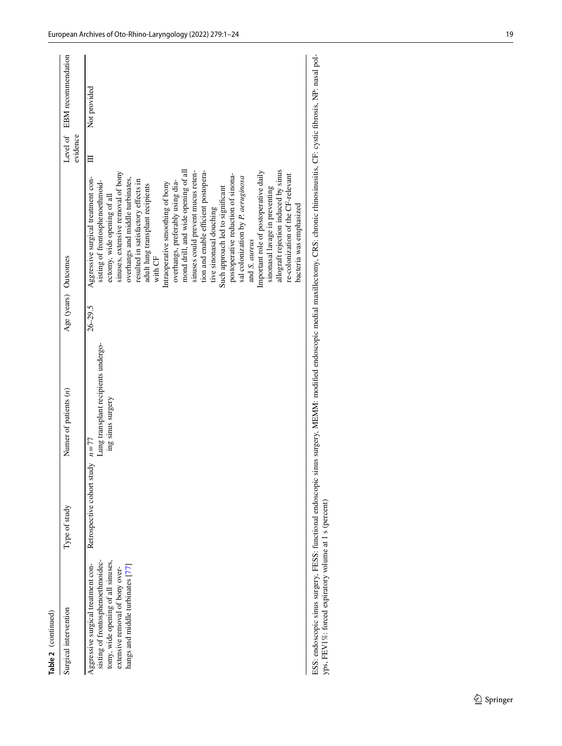**Table 2** (continued)

| Surgical intervention | Type of study | Numer of patients (*n*) | Age (years) | Outcomes | Level of evidence | EBM recommendation |
|---|---|---|---|---|---|---|
| Aggressive surgical treatment consisting of frontosphenoethmoidectomy, wide opening of all sinuses, extensive removal of bony overhangs and middle turbinates [77] | Retrospective cohort study | *n* = 77<br>Lung transplant recipients undergoing sinus surgery | 26–29.5 | Aggressive surgical treatment consisting of frontosphenoethmoidectomy, wide opening of all sinuses, extensive removal of bony overhangs and middle turbinates, resulted in satisfactory effects in adult lung transplant recipients with CF<br>Intraoperative smoothing of bony overhangs, preferably using diamond drill, and wide opening of all sinuses could prevent mucus retention and enable efficient postoperative sinonasal douching<br>Such approach led to significant postoperative reduction of sinonasal colonization by *P. aeruginosa* and *S. aureus*<br>Important role of postoperative daily sinonasal lavage in preventing allograft rejection induced by sinus re-colonization of the CF-relevant bacteria was emphasized | III | Not provided |

ESS: endoscopic sinus surgery, FESS: functional endoscopic sinus surgery, MEMM: modified endoscopic medial maxillectomy, CRS: chronic rhinosinusitis, CF: cystic fibrosis, NP: nasal polyps, FEV1%: forced expiratory volume at 1 s (percent)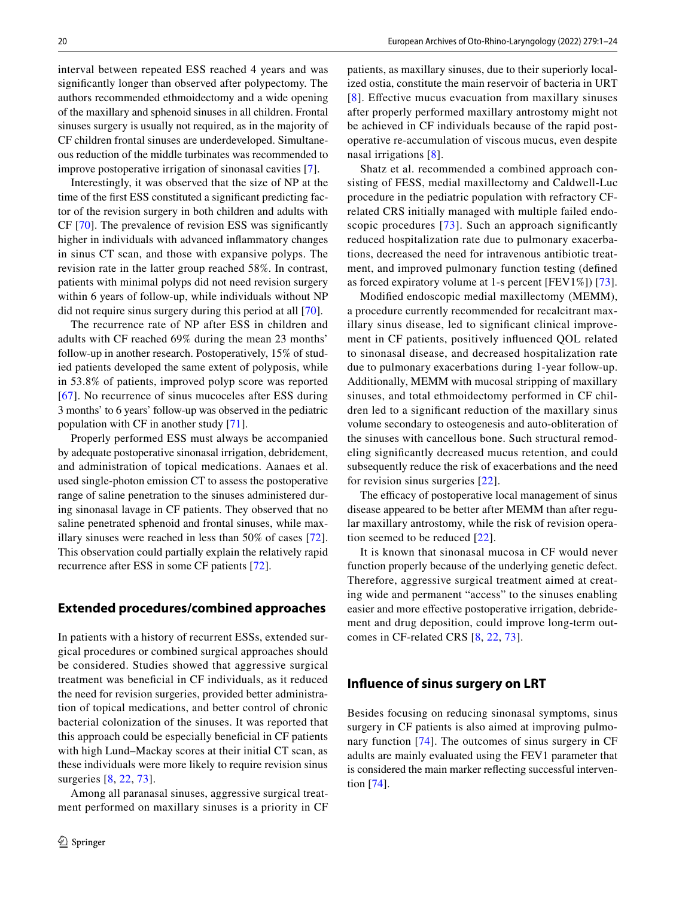interval between repeated ESS reached 4 years and was significantly longer than observed after polypectomy. The authors recommended ethmoidectomy and a wide opening of the maxillary and sphenoid sinuses in all children. Frontal sinuses surgery is usually not required, as in the majority of CF children frontal sinuses are underdeveloped. Simultaneous reduction of the middle turbinates was recommended to improve postoperative irrigation of sinonasal cavities [7].

Interestingly, it was observed that the size of NP at the time of the first ESS constituted a significant predicting factor of the revision surgery in both children and adults with CF [70]. The prevalence of revision ESS was significantly higher in individuals with advanced inflammatory changes in sinus CT scan, and those with expansive polyps. The revision rate in the latter group reached 58%. In contrast, patients with minimal polyps did not need revision surgery within 6 years of follow-up, while individuals without NP did not require sinus surgery during this period at all [70].

The recurrence rate of NP after ESS in children and adults with CF reached 69% during the mean 23 months' follow-up in another research. Postoperatively, 15% of studied patients developed the same extent of polyposis, while in 53.8% of patients, improved polyp score was reported [67]. No recurrence of sinus mucoceles after ESS during 3 months' to 6 years' follow-up was observed in the pediatric population with CF in another study [71].

Properly performed ESS must always be accompanied by adequate postoperative sinonasal irrigation, debridement, and administration of topical medications. Aanaes et al. used single-photon emission CT to assess the postoperative range of saline penetration to the sinuses administered during sinonasal lavage in CF patients. They observed that no saline penetrated sphenoid and frontal sinuses, while maxillary sinuses were reached in less than 50% of cases [72]. This observation could partially explain the relatively rapid recurrence after ESS in some CF patients [72].

## Extended procedures/combined approaches

In patients with a history of recurrent ESSs, extended surgical procedures or combined surgical approaches should be considered. Studies showed that aggressive surgical treatment was beneficial in CF individuals, as it reduced the need for revision surgeries, provided better administration of topical medications, and better control of chronic bacterial colonization of the sinuses. It was reported that this approach could be especially beneficial in CF patients with high Lund–Mackay scores at their initial CT scan, as these individuals were more likely to require revision sinus surgeries [8, 22, 73].

Among all paranasal sinuses, aggressive surgical treatment performed on maxillary sinuses is a priority in CF patients, as maxillary sinuses, due to their superiorly localized ostia, constitute the main reservoir of bacteria in URT [8]. Effective mucus evacuation from maxillary sinuses after properly performed maxillary antrostomy might not be achieved in CF individuals because of the rapid postoperative re-accumulation of viscous mucus, even despite nasal irrigations [8].

Shatz et al. recommended a combined approach consisting of FESS, medial maxillectomy and Caldwell-Luc procedure in the pediatric population with refractory CF-related CRS initially managed with multiple failed endoscopic procedures [73]. Such an approach significantly reduced hospitalization rate due to pulmonary exacerbations, decreased the need for intravenous antibiotic treatment, and improved pulmonary function testing (defined as forced expiratory volume at 1-s percent [FEV1%]) [73].

Modified endoscopic medial maxillectomy (MEMM), a procedure currently recommended for recalcitrant maxillary sinus disease, led to significant clinical improvement in CF patients, positively influenced QOL related to sinonasal disease, and decreased hospitalization rate due to pulmonary exacerbations during 1-year follow-up. Additionally, MEMM with mucosal stripping of maxillary sinuses, and total ethmoidectomy performed in CF children led to a significant reduction of the maxillary sinus volume secondary to osteogenesis and auto-obliteration of the sinuses with cancellous bone. Such structural remodeling significantly decreased mucus retention, and could subsequently reduce the risk of exacerbations and the need for revision sinus surgeries [22].

The efficacy of postoperative local management of sinus disease appeared to be better after MEMM than after regular maxillary antrostomy, while the risk of revision operation seemed to be reduced [22].

It is known that sinonasal mucosa in CF would never function properly because of the underlying genetic defect. Therefore, aggressive surgical treatment aimed at creating wide and permanent "access" to the sinuses enabling easier and more effective postoperative irrigation, debridement and drug deposition, could improve long-term outcomes in CF-related CRS [8, 22, 73].

## Influence of sinus surgery on LRT

Besides focusing on reducing sinonasal symptoms, sinus surgery in CF patients is also aimed at improving pulmonary function [74]. The outcomes of sinus surgery in CF adults are mainly evaluated using the FEV1 parameter that is considered the main marker reflecting successful intervention [74].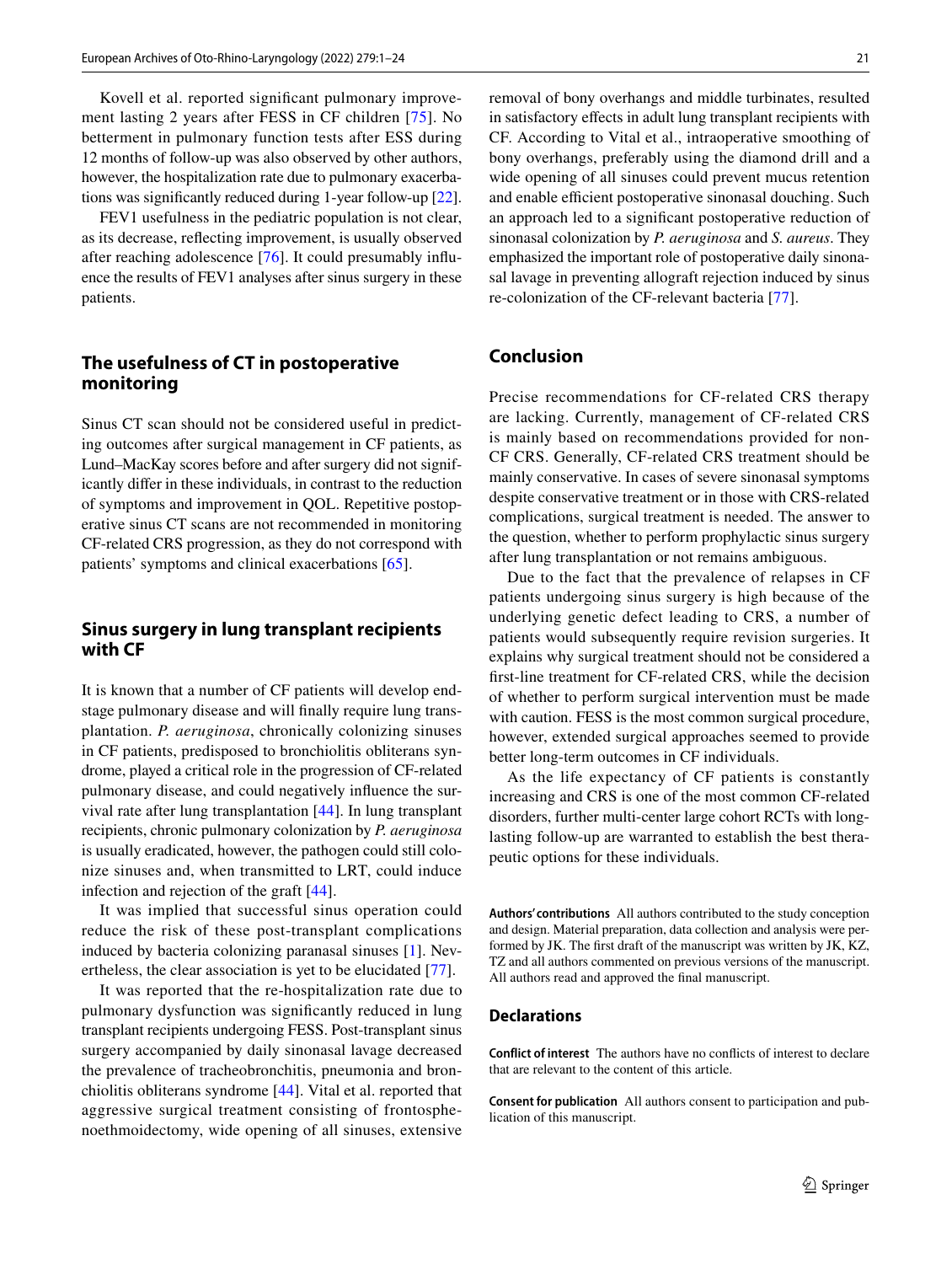Kovell et al. reported significant pulmonary improvement lasting 2 years after FESS in CF children [75]. No betterment in pulmonary function tests after ESS during 12 months of follow-up was also observed by other authors, however, the hospitalization rate due to pulmonary exacerbations was significantly reduced during 1-year follow-up [22].

FEV1 usefulness in the pediatric population is not clear, as its decrease, reflecting improvement, is usually observed after reaching adolescence [76]. It could presumably influence the results of FEV1 analyses after sinus surgery in these patients.

## The usefulness of CT in postoperative monitoring

Sinus CT scan should not be considered useful in predicting outcomes after surgical management in CF patients, as Lund–MacKay scores before and after surgery did not significantly differ in these individuals, in contrast to the reduction of symptoms and improvement in QOL. Repetitive postoperative sinus CT scans are not recommended in monitoring CF-related CRS progression, as they do not correspond with patients' symptoms and clinical exacerbations [65].

## Sinus surgery in lung transplant recipients with CF

It is known that a number of CF patients will develop end-stage pulmonary disease and will finally require lung transplantation. *P. aeruginosa*, chronically colonizing sinuses in CF patients, predisposed to bronchiolitis obliterans syndrome, played a critical role in the progression of CF-related pulmonary disease, and could negatively influence the survival rate after lung transplantation [44]. In lung transplant recipients, chronic pulmonary colonization by *P. aeruginosa* is usually eradicated, however, the pathogen could still colonize sinuses and, when transmitted to LRT, could induce infection and rejection of the graft [44].

It was implied that successful sinus operation could reduce the risk of these post-transplant complications induced by bacteria colonizing paranasal sinuses [1]. Nevertheless, the clear association is yet to be elucidated [77].

It was reported that the re-hospitalization rate due to pulmonary dysfunction was significantly reduced in lung transplant recipients undergoing FESS. Post-transplant sinus surgery accompanied by daily sinonasal lavage decreased the prevalence of tracheobronchitis, pneumonia and bronchiolitis obliterans syndrome [44]. Vital et al. reported that aggressive surgical treatment consisting of frontosphenoethmoidectomy, wide opening of all sinuses, extensive removal of bony overhangs and middle turbinates, resulted in satisfactory effects in adult lung transplant recipients with CF. According to Vital et al., intraoperative smoothing of bony overhangs, preferably using the diamond drill and a wide opening of all sinuses could prevent mucus retention and enable efficient postoperative sinonasal douching. Such an approach led to a significant postoperative reduction of sinonasal colonization by *P. aeruginosa* and *S. aureus*. They emphasized the important role of postoperative daily sinonasal lavage in preventing allograft rejection induced by sinus re-colonization of the CF-relevant bacteria [77].

## Conclusion

Precise recommendations for CF-related CRS therapy are lacking. Currently, management of CF-related CRS is mainly based on recommendations provided for non-CF CRS. Generally, CF-related CRS treatment should be mainly conservative. In cases of severe sinonasal symptoms despite conservative treatment or in those with CRS-related complications, surgical treatment is needed. The answer to the question, whether to perform prophylactic sinus surgery after lung transplantation or not remains ambiguous.

Due to the fact that the prevalence of relapses in CF patients undergoing sinus surgery is high because of the underlying genetic defect leading to CRS, a number of patients would subsequently require revision surgeries. It explains why surgical treatment should not be considered a first-line treatment for CF-related CRS, while the decision of whether to perform surgical intervention must be made with caution. FESS is the most common surgical procedure, however, extended surgical approaches seemed to provide better long-term outcomes in CF individuals.

As the life expectancy of CF patients is constantly increasing and CRS is one of the most common CF-related disorders, further multi-center large cohort RCTs with long-lasting follow-up are warranted to establish the best therapeutic options for these individuals.

**Authors' contributions** All authors contributed to the study conception and design. Material preparation, data collection and analysis were performed by JK. The first draft of the manuscript was written by JK, KZ, TZ and all authors commented on previous versions of the manuscript. All authors read and approved the final manuscript.

## Declarations

**Conflict of interest** The authors have no conflicts of interest to declare that are relevant to the content of this article.

**Consent for publication** All authors consent to participation and publication of this manuscript.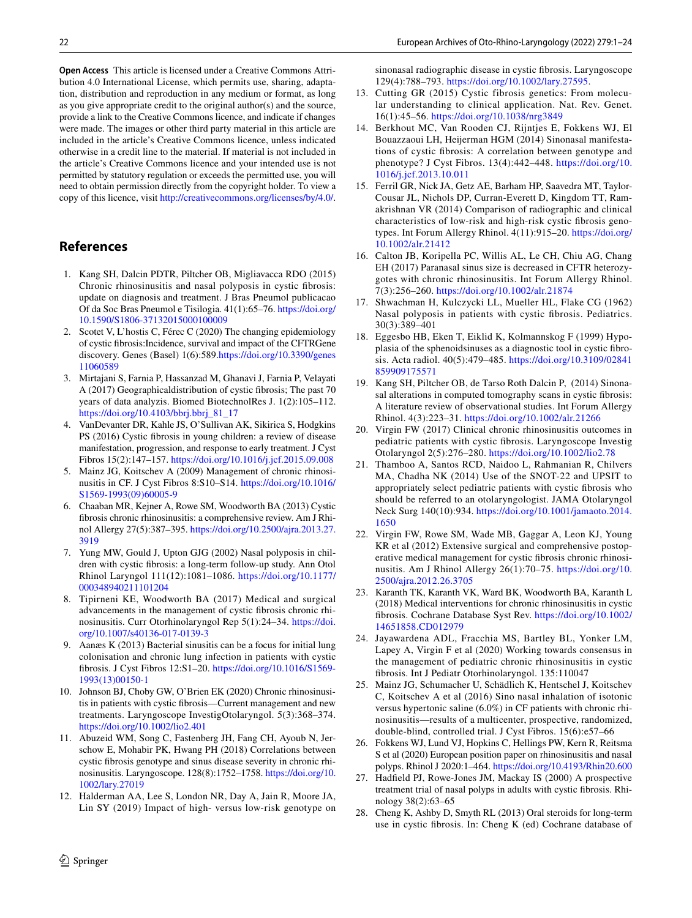**Open Access** This article is licensed under a Creative Commons Attribution 4.0 International License, which permits use, sharing, adaptation, distribution and reproduction in any medium or format, as long as you give appropriate credit to the original author(s) and the source, provide a link to the Creative Commons licence, and indicate if changes were made. The images or other third party material in this article are included in the article's Creative Commons licence, unless indicated otherwise in a credit line to the material. If material is not included in the article's Creative Commons licence and your intended use is not permitted by statutory regulation or exceeds the permitted use, you will need to obtain permission directly from the copyright holder. To view a copy of this licence, visit http://creativecommons.org/licenses/by/4.0/.

## References

1. Kang SH, Dalcin PDTR, Piltcher OB, Migliavacca RDO (2015) Chronic rhinosinusitis and nasal polyposis in cystic fibrosis: update on diagnosis and treatment. J Bras Pneumol publicacao Of da Soc Bras Pneumol e Tisilogia. 41(1):65–76. https://doi.org/10.1590/S1806-37132015000100009
2. Scotet V, L'hostis C, Férec C (2020) The changing epidemiology of cystic fibrosis:Incidence, survival and impact of the CFTRGene discovery. Genes (Basel) 1(6):589.https://doi.org/10.3390/genes11060589
3. Mirtajani S, Farnia P, Hassanzad M, Ghanavi J, Farnia P, Velayati A (2017) Geographicaldistribution of cystic fibrosis; The past 70 years of data analyzis. Biomed BiotechnolRes J. 1(2):105–112. https://doi.org/10.4103/bbrj.bbrj_81_17
4. VanDevanter DR, Kahle JS, O'Sullivan AK, Sikirica S, Hodgkins PS (2016) Cystic fibrosis in young children: a review of disease manifestation, progression, and response to early treatment. J Cyst Fibros 15(2):147–157. https://doi.org/10.1016/j.jcf.2015.09.008
5. Mainz JG, Koitschev A (2009) Management of chronic rhinosinusitis in CF. J Cyst Fibros 8:S10–S14. https://doi.org/10.1016/S1569-1993(09)60005-9
6. Chaaban MR, Kejner A, Rowe SM, Woodworth BA (2013) Cystic fibrosis chronic rhinosinusitis: a comprehensive review. Am J Rhinol Allergy 27(5):387–395. https://doi.org/10.2500/ajra.2013.27.3919
7. Yung MW, Gould J, Upton GJG (2002) Nasal polyposis in children with cystic fibrosis: a long-term follow-up study. Ann Otol Rhinol Laryngol 111(12):1081–1086. https://doi.org/10.1177/000348940211101204
8. Tipirneni KE, Woodworth BA (2017) Medical and surgical advancements in the management of cystic fibrosis chronic rhinosinusitis. Curr Otorhinolaryngol Rep 5(1):24–34. https://doi.org/10.1007/s40136-017-0139-3
9. Aanæs K (2013) Bacterial sinusitis can be a focus for initial lung colonisation and chronic lung infection in patients with cystic fibrosis. J Cyst Fibros 12:S1–20. https://doi.org/10.1016/S1569-1993(13)00150-1
10. Johnson BJ, Choby GW, O'Brien EK (2020) Chronic rhinosinusitis in patients with cystic fibrosis—Current management and new treatments. Laryngoscope InvestigOtolaryngol. 5(3):368–374. https://doi.org/10.1002/lio2.401
11. Abuzeid WM, Song C, Fastenberg JH, Fang CH, Ayoub N, Jerschow E, Mohabir PK, Hwang PH (2018) Correlations between cystic fibrosis genotype and sinus disease severity in chronic rhinosinusitis. Laryngoscope. 128(8):1752–1758. https://doi.org/10.1002/lary.27019
12. Halderman AA, Lee S, London NR, Day A, Jain R, Moore JA, Lin SY (2019) Impact of high- versus low-risk genotype on sinonasal radiographic disease in cystic fibrosis. Laryngoscope 129(4):788–793. https://doi.org/10.1002/lary.27595.
13. Cutting GR (2015) Cystic fibrosis genetics: From molecular understanding to clinical application. Nat. Rev. Genet. 16(1):45–56. https://doi.org/10.1038/nrg3849
14. Berkhout MC, Van Rooden CJ, Rijntjes E, Fokkens WJ, El Bouazzaoui LH, Heijerman HGM (2014) Sinonasal manifestations of cystic fibrosis: A correlation between genotype and phenotype? J Cyst Fibros. 13(4):442–448. https://doi.org/10.1016/j.jcf.2013.10.011
15. Ferril GR, Nick JA, Getz AE, Barham HP, Saavedra MT, Taylor-Cousar JL, Nichols DP, Curran-Everett D, Kingdom TT, Ramakrishnan VR (2014) Comparison of radiographic and clinical characteristics of low-risk and high-risk cystic fibrosis genotypes. Int Forum Allergy Rhinol. 4(11):915–20. https://doi.org/10.1002/alr.21412
16. Calton JB, Koripella PC, Willis AL, Le CH, Chiu AG, Chang EH (2017) Paranasal sinus size is decreased in CFTR heterozygotes with chronic rhinosinusitis. Int Forum Allergy Rhinol. 7(3):256–260. https://doi.org/10.1002/alr.21874
17. Shwachman H, Kulczycki LL, Mueller HL, Flake CG (1962) Nasal polyposis in patients with cystic fibrosis. Pediatrics. 30(3):389–401
18. Eggesbo HB, Eken T, Eiklid K, Kolmannskog F (1999) Hypoplasia of the sphenoidsinuses as a diagnostic tool in cystic fibrosis. Acta radiol. 40(5):479–485. https://doi.org/10.3109/02841859909175571
19. Kang SH, Piltcher OB, de Tarso Roth Dalcin P, (2014) Sinonasal alterations in computed tomography scans in cystic fibrosis: A literature review of observational studies. Int Forum Allergy Rhinol. 4(3):223–31. https://doi.org/10.1002/alr.21266
20. Virgin FW (2017) Clinical chronic rhinosinusitis outcomes in pediatric patients with cystic fibrosis. Laryngoscope Investig Otolaryngol 2(5):276–280. https://doi.org/10.1002/lio2.78
21. Thamboo A, Santos RCD, Naidoo L, Rahmanian R, Chilvers MA, Chadha NK (2014) Use of the SNOT-22 and UPSIT to appropriately select pediatric patients with cystic fibrosis who should be referred to an otolaryngologist. JAMA Otolaryngol Neck Surg 140(10):934. https://doi.org/10.1001/jamaoto.2014.1650
22. Virgin FW, Rowe SM, Wade MB, Gaggar A, Leon KJ, Young KR et al (2012) Extensive surgical and comprehensive postoperative medical management for cystic fibrosis chronic rhinosinusitis. Am J Rhinol Allergy 26(1):70–75. https://doi.org/10.2500/ajra.2012.26.3705
23. Karanth TK, Karanth VK, Ward BK, Woodworth BA, Karanth L (2018) Medical interventions for chronic rhinosinusitis in cystic fibrosis. Cochrane Database Syst Rev. https://doi.org/10.1002/14651858.CD012979
24. Jayawardena ADL, Fracchia MS, Bartley BL, Yonker LM, Lapey A, Virgin F et al (2020) Working towards consensus in the management of pediatric chronic rhinosinusitis in cystic fibrosis. Int J Pediatr Otorhinolaryngol. 135:110047
25. Mainz JG, Schumacher U, Schädlich K, Hentschel J, Koitschev C, Koitschev A et al (2016) Sino nasal inhalation of isotonic versus hypertonic saline (6.0%) in CF patients with chronic rhinosinusitis—results of a multicenter, prospective, randomized, double-blind, controlled trial. J Cyst Fibros. 15(6):e57–66
26. Fokkens WJ, Lund VJ, Hopkins C, Hellings PW, Kern R, Reitsma S et al (2020) European position paper on rhinosinusitis and nasal polyps. Rhinol J 2020:1–464. https://doi.org/10.4193/Rhin20.600
27. Hadfield PJ, Rowe-Jones JM, Mackay IS (2000) A prospective treatment trial of nasal polyps in adults with cystic fibrosis. Rhinology 38(2):63–65
28. Cheng K, Ashby D, Smyth RL (2013) Oral steroids for long-term use in cystic fibrosis. In: Cheng K (ed) Cochrane database of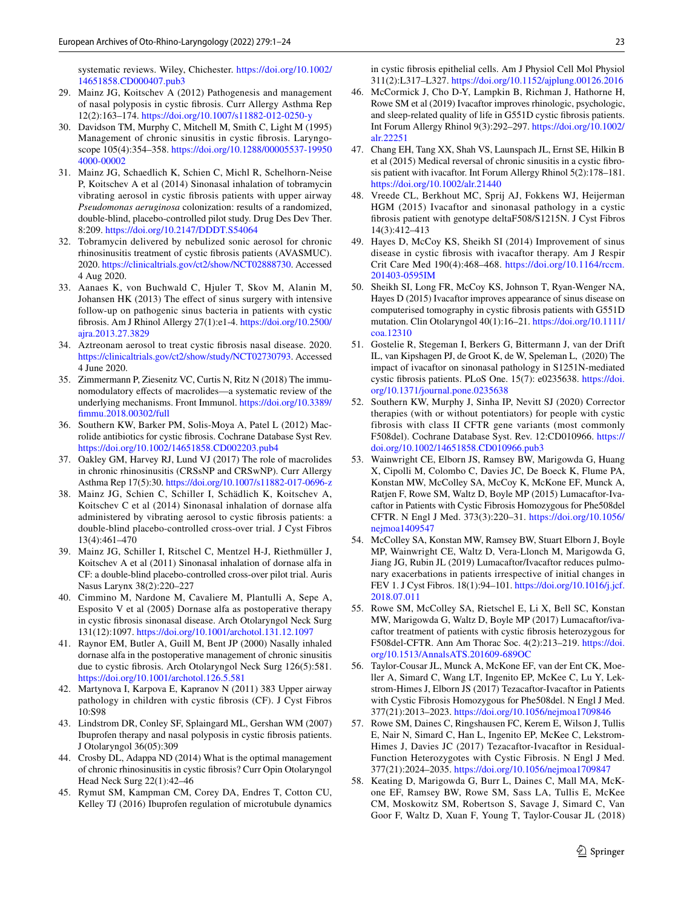systematic reviews. Wiley, Chichester. https://doi.org/10.1002/14651858.CD000407.pub3

29. Mainz JG, Koitschev A (2012) Pathogenesis and management of nasal polyposis in cystic fibrosis. Curr Allergy Asthma Rep 12(2):163–174. https://doi.org/10.1007/s11882-012-0250-y
30. Davidson TM, Murphy C, Mitchell M, Smith C, Light M (1995) Management of chronic sinusitis in cystic fibrosis. Laryngoscope 105(4):354–358. https://doi.org/10.1288/00005537-199504000-00002
31. Mainz JG, Schaedlich K, Schien C, Michl R, Schelhorn-Neise P, Koitschev A et al (2014) Sinonasal inhalation of tobramycin vibrating aerosol in cystic fibrosis patients with upper airway *Pseudomonas aeruginosa* colonization: results of a randomized, double-blind, placebo-controlled pilot study. Drug Des Dev Ther. 8:209. https://doi.org/10.2147/DDDT.S54064
32. Tobramycin delivered by nebulized sonic aerosol for chronic rhinosinusitis treatment of cystic fibrosis patients (AVASMUC). 2020. https://clinicaltrials.gov/ct2/show/NCT02888730. Accessed 4 Aug 2020.
33. Aanaes K, von Buchwald C, Hjuler T, Skov M, Alanin M, Johansen HK (2013) The effect of sinus surgery with intensive follow-up on pathogenic sinus bacteria in patients with cystic fibrosis. Am J Rhinol Allergy 27(1):e1-4. https://doi.org/10.2500/ajra.2013.27.3829
34. Aztreonam aerosol to treat cystic fibrosis nasal disease. 2020. https://clinicaltrials.gov/ct2/show/study/NCT02730793. Accessed 4 June 2020.
35. Zimmermann P, Ziesenitz VC, Curtis N, Ritz N (2018) The immunomodulatory effects of macrolides—a systematic review of the underlying mechanisms. Front Immunol. https://doi.org/10.3389/fimmu.2018.00302/full
36. Southern KW, Barker PM, Solis-Moya A, Patel L (2012) Macrolide antibiotics for cystic fibrosis. Cochrane Database Syst Rev. https://doi.org/10.1002/14651858.CD002203.pub4
37. Oakley GM, Harvey RJ, Lund VJ (2017) The role of macrolides in chronic rhinosinusitis (CRSsNP and CRSwNP). Curr Allergy Asthma Rep 17(5):30. https://doi.org/10.1007/s11882-017-0696-z
38. Mainz JG, Schien C, Schiller I, Schädlich K, Koitschev A, Koitschev C et al (2014) Sinonasal inhalation of dornase alfa administered by vibrating aerosol to cystic fibrosis patients: a double-blind placebo-controlled cross-over trial. J Cyst Fibros 13(4):461–470
39. Mainz JG, Schiller I, Ritschel C, Mentzel H-J, Riethmüller J, Koitschev A et al (2011) Sinonasal inhalation of dornase alfa in CF: a double-blind placebo-controlled cross-over pilot trial. Auris Nasus Larynx 38(2):220–227
40. Cimmino M, Nardone M, Cavaliere M, Plantulli A, Sepe A, Esposito V et al (2005) Dornase alfa as postoperative therapy in cystic fibrosis sinonasal disease. Arch Otolaryngol Neck Surg 131(12):1097. https://doi.org/10.1001/archotol.131.12.1097
41. Raynor EM, Butler A, Guill M, Bent JP (2000) Nasally inhaled dornase alfa in the postoperative management of chronic sinusitis due to cystic fibrosis. Arch Otolaryngol Neck Surg 126(5):581. https://doi.org/10.1001/archotol.126.5.581
42. Martynova I, Karpova E, Kapranov N (2011) 383 Upper airway pathology in children with cystic fibrosis (CF). J Cyst Fibros 10:S98
43. Lindstrom DR, Conley SF, Splaingard ML, Gershan WM (2007) Ibuprofen therapy and nasal polyposis in cystic fibrosis patients. J Otolaryngol 36(05):309
44. Crosby DL, Adappa ND (2014) What is the optimal management of chronic rhinosinusitis in cystic fibrosis? Curr Opin Otolaryngol Head Neck Surg 22(1):42–46
45. Rymut SM, Kampman CM, Corey DA, Endres T, Cotton CU, Kelley TJ (2016) Ibuprofen regulation of microtubule dynamics in cystic fibrosis epithelial cells. Am J Physiol Cell Mol Physiol 311(2):L317–L327. https://doi.org/10.1152/ajplung.00126.2016
46. McCormick J, Cho D-Y, Lampkin B, Richman J, Hathorne H, Rowe SM et al (2019) Ivacaftor improves rhinologic, psychologic, and sleep-related quality of life in G551D cystic fibrosis patients. Int Forum Allergy Rhinol 9(3):292–297. https://doi.org/10.1002/alr.22251
47. Chang EH, Tang XX, Shah VS, Launspach JL, Ernst SE, Hilkin B et al (2015) Medical reversal of chronic sinusitis in a cystic fibrosis patient with ivacaftor. Int Forum Allergy Rhinol 5(2):178–181. https://doi.org/10.1002/alr.21440
48. Vreede CL, Berkhout MC, Sprij AJ, Fokkens WJ, Heijerman HGM (2015) Ivacaftor and sinonasal pathology in a cystic fibrosis patient with genotype deltaF508/S1215N. J Cyst Fibros 14(3):412–413
49. Hayes D, McCoy KS, Sheikh SI (2014) Improvement of sinus disease in cystic fibrosis with ivacaftor therapy. Am J Respir Crit Care Med 190(4):468–468. https://doi.org/10.1164/rccm.201403-0595IM
50. Sheikh SI, Long FR, McCoy KS, Johnson T, Ryan-Wenger NA, Hayes D (2015) Ivacaftor improves appearance of sinus disease on computerised tomography in cystic fibrosis patients with G551D mutation. Clin Otolaryngol 40(1):16–21. https://doi.org/10.1111/coa.12310
51. Gostelie R, Stegeman I, Berkers G, Bittermann J, van der Drift IL, van Kipshagen PJ, de Groot K, de W, Speleman L, (2020) The impact of ivacaftor on sinonasal pathology in S1251N-mediated cystic fibrosis patients. PLoS One. 15(7): e0235638. https://doi.org/10.1371/journal.pone.0235638
52. Southern KW, Murphy J, Sinha IP, Nevitt SJ (2020) Corrector therapies (with or without potentiators) for people with cystic fibrosis with class II CFTR gene variants (most commonly F508del). Cochrane Database Syst. Rev. 12:CD010966. https://doi.org/10.1002/14651858.CD010966.pub3
53. Wainwright CE, Elborn JS, Ramsey BW, Marigowda G, Huang X, Cipolli M, Colombo C, Davies JC, De Boeck K, Flume PA, Konstan MW, McColley SA, McCoy K, McKone EF, Munck A, Ratjen F, Rowe SM, Waltz D, Boyle MP (2015) Lumacaftor-Ivacaftor in Patients with Cystic Fibrosis Homozygous for Phe508del CFTR. N Engl J Med. 373(3):220–31. https://doi.org/10.1056/nejmoa1409547
54. McColley SA, Konstan MW, Ramsey BW, Stuart Elborn J, Boyle MP, Wainwright CE, Waltz D, Vera-Llonch M, Marigowda G, Jiang JG, Rubin JL (2019) Lumacaftor/Ivacaftor reduces pulmonary exacerbations in patients irrespective of initial changes in FEV 1. J Cyst Fibros. 18(1):94–101. https://doi.org/10.1016/j.jcf.2018.07.011
55. Rowe SM, McColley SA, Rietschel E, Li X, Bell SC, Konstan MW, Marigowda G, Waltz D, Boyle MP (2017) Lumacaftor/ivacaftor treatment of patients with cystic fibrosis heterozygous for F508del-CFTR. Ann Am Thorac Soc. 4(2):213–219. https://doi.org/10.1513/AnnalsATS.201609-689OC
56. Taylor-Cousar JL, Munck A, McKone EF, van der Ent CK, Moeller A, Simard C, Wang LT, Ingenito EP, McKee C, Lu Y, Lekstrom-Himes J, Elborn JS (2017) Tezacaftor-Ivacaftor in Patients with Cystic Fibrosis Homozygous for Phe508del. N Engl J Med. 377(21):2013–2023. https://doi.org/10.1056/nejmoa1709846
57. Rowe SM, Daines C, Ringshausen FC, Kerem E, Wilson J, Tullis E, Nair N, Simard C, Han L, Ingenito EP, McKee C, Lekstrom-Himes J, Davies JC (2017) Tezacaftor-Ivacaftor in Residual-Function Heterozygotes with Cystic Fibrosis. N Engl J Med. 377(21):2024–2035. https://doi.org/10.1056/nejmoa1709847
58. Keating D, Marigowda G, Burr L, Daines C, Mall MA, McKone EF, Ramsey BW, Rowe SM, Sass LA, Tullis E, McKee CM, Moskowitz SM, Robertson S, Savage J, Simard C, Van Goor F, Waltz D, Xuan F, Young T, Taylor-Cousar JL (2018)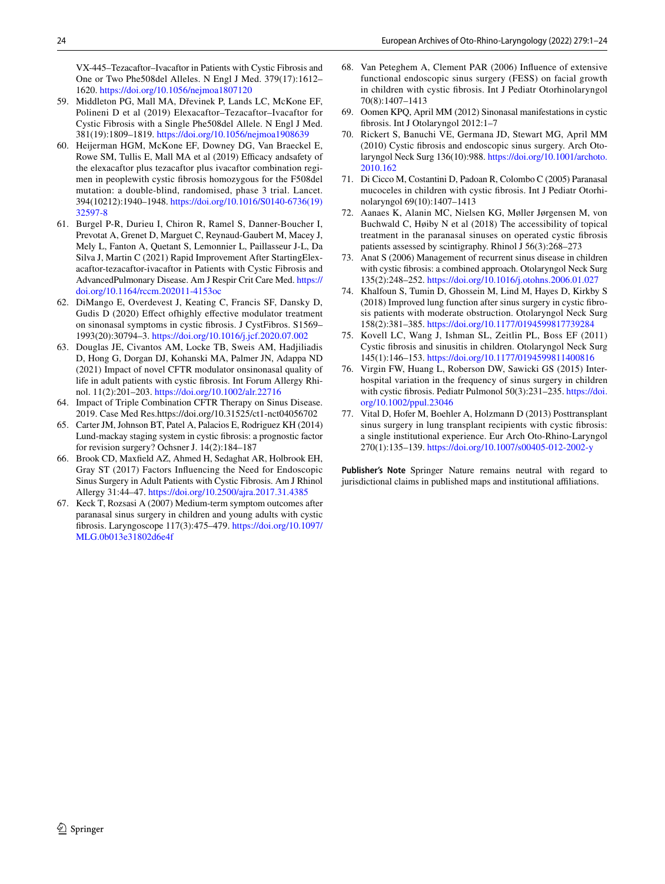VX-445–Tezacaftor–Ivacaftor in Patients with Cystic Fibrosis and One or Two Phe508del Alleles. N Engl J Med. 379(17):1612–1620. https://doi.org/10.1056/nejmoa1807120

59. Middleton PG, Mall MA, Dřevínek P, Lands LC, McKone EF, Polineni D et al (2019) Elexacaftor–Tezacaftor–Ivacaftor for Cystic Fibrosis with a Single Phe508del Allele. N Engl J Med. 381(19):1809–1819. https://doi.org/10.1056/nejmoa1908639
60. Heijerman HGM, McKone EF, Downey DG, Van Braeckel E, Rowe SM, Tullis E, Mall MA et al (2019) Efficacy andsafety of the elexacaftor plus tezacaftor plus ivacaftor combination regimen in peoplewith cystic fibrosis homozygous for the F508del mutation: a double-blind, randomised, phase 3 trial. Lancet. 394(10212):1940–1948. https://doi.org/10.1016/S0140-6736(19)32597-8
61. Burgel P-R, Durieu I, Chiron R, Ramel S, Danner-Boucher I, Prevotat A, Grenet D, Marguet C, Reynaud-Gaubert M, Macey J, Mely L, Fanton A, Quetant S, Lemonnier L, Paillasseur J-L, Da Silva J, Martin C (2021) Rapid Improvement After StartingElexacaftor-tezacaftor-ivacaftor in Patients with Cystic Fibrosis and AdvancedPulmonary Disease. Am J Respir Crit Care Med. https://doi.org/10.1164/rccm.202011-4153oc
62. DiMango E, Overdevest J, Keating C, Francis SF, Dansky D, Gudis D (2020) Effect ofhighly effective modulator treatment on sinonasal symptoms in cystic fibrosis. J CystFibros. S1569–1993(20):30794–3. https://doi.org/10.1016/j.jcf.2020.07.002
63. Douglas JE, Civantos AM, Locke TB, Sweis AM, Hadjiliadis D, Hong G, Dorgan DJ, Kohanski MA, Palmer JN, Adappa ND (2021) Impact of novel CFTR modulator onsinonasal quality of life in adult patients with cystic fibrosis. Int Forum Allergy Rhinol. 11(2):201–203. https://doi.org/10.1002/alr.22716
64. Impact of Triple Combination CFTR Therapy on Sinus Disease. 2019. Case Med Res.https://doi.org/10.31525/ct1-nct04056702
65. Carter JM, Johnson BT, Patel A, Palacios E, Rodriguez KH (2014) Lund-mackay staging system in cystic fibrosis: a prognostic factor for revision surgery? Ochsner J. 14(2):184–187
66. Brook CD, Maxfield AZ, Ahmed H, Sedaghat AR, Holbrook EH, Gray ST (2017) Factors Influencing the Need for Endoscopic Sinus Surgery in Adult Patients with Cystic Fibrosis. Am J Rhinol Allergy 31:44–47. https://doi.org/10.2500/ajra.2017.31.4385
67. Keck T, Rozsasi A (2007) Medium-term symptom outcomes after paranasal sinus surgery in children and young adults with cystic fibrosis. Laryngoscope 117(3):475–479. https://doi.org/10.1097/MLG.0b013e31802d6e4f
68. Van Peteghem A, Clement PAR (2006) Influence of extensive functional endoscopic sinus surgery (FESS) on facial growth in children with cystic fibrosis. Int J Pediatr Otorhinolaryngol 70(8):1407–1413
69. Oomen KPQ, April MM (2012) Sinonasal manifestations in cystic fibrosis. Int J Otolaryngol 2012:1–7
70. Rickert S, Banuchi VE, Germana JD, Stewart MG, April MM (2010) Cystic fibrosis and endoscopic sinus surgery. Arch Otolaryngol Neck Surg 136(10):988. https://doi.org/10.1001/archoto.2010.162
71. Di Cicco M, Costantini D, Padoan R, Colombo C (2005) Paranasal mucoceles in children with cystic fibrosis. Int J Pediatr Otorhinolaryngol 69(10):1407–1413
72. Aanaes K, Alanin MC, Nielsen KG, Møller Jørgensen M, von Buchwald C, Høiby N et al (2018) The accessibility of topical treatment in the paranasal sinuses on operated cystic fibrosis patients assessed by scintigraphy. Rhinol J 56(3):268–273
73. Anat S (2006) Management of recurrent sinus disease in children with cystic fibrosis: a combined approach. Otolaryngol Neck Surg 135(2):248–252. https://doi.org/10.1016/j.otohns.2006.01.027
74. Khalfoun S, Tumin D, Ghossein M, Lind M, Hayes D, Kirkby S (2018) Improved lung function after sinus surgery in cystic fibrosis patients with moderate obstruction. Otolaryngol Neck Surg 158(2):381–385. https://doi.org/10.1177/0194599817739284
75. Kovell LC, Wang J, Ishman SL, Zeitlin PL, Boss EF (2011) Cystic fibrosis and sinusitis in children. Otolaryngol Neck Surg 145(1):146–153. https://doi.org/10.1177/0194599811400816
76. Virgin FW, Huang L, Roberson DW, Sawicki GS (2015) Interhospital variation in the frequency of sinus surgery in children with cystic fibrosis. Pediatr Pulmonol 50(3):231–235. https://doi.org/10.1002/ppul.23046
77. Vital D, Hofer M, Boehler A, Holzmann D (2013) Posttransplant sinus surgery in lung transplant recipients with cystic fibrosis: a single institutional experience. Eur Arch Oto-Rhino-Laryngol 270(1):135–139. https://doi.org/10.1007/s00405-012-2002-y

**Publisher's Note** Springer Nature remains neutral with regard to jurisdictional claims in published maps and institutional affiliations.